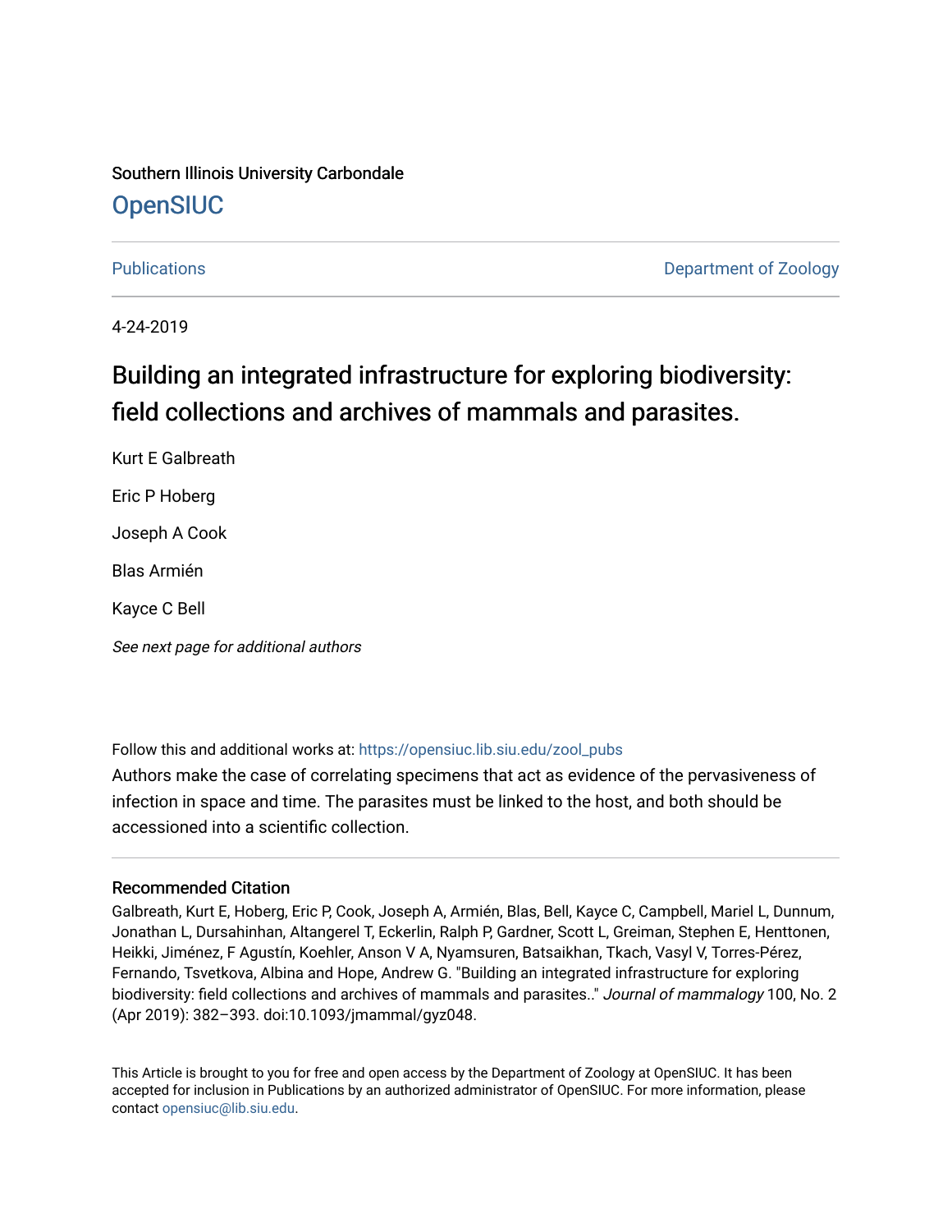Southern Illinois University Carbondale

## OpenSIUC

Publications | Department of Zoology

4-24-2019

# Building an integrated infrastructure for exploring biodiversity: field collections and archives of mammals and parasites.

Kurt E Galbreath

Eric P Hoberg

Joseph A Cook

Blas Armién

Kayce C Bell

*See next page for additional authors*

Follow this and additional works at: https://opensiuc.lib.siu.edu/zool_pubs

Authors make the case of correlating specimens that act as evidence of the pervasiveness of infection in space and time. The parasites must be linked to the host, and both should be accessioned into a scientific collection.

### Recommended Citation

Galbreath, Kurt E, Hoberg, Eric P, Cook, Joseph A, Armién, Blas, Bell, Kayce C, Campbell, Mariel L, Dunnum, Jonathan L, Dursahinhan, Altangerel T, Eckerlin, Ralph P, Gardner, Scott L, Greiman, Stephen E, Henttonen, Heikki, Jiménez, F Agustín, Koehler, Anson V A, Nyamsuren, Batsaikhan, Tkach, Vasyl V, Torres-Pérez, Fernando, Tsvetkova, Albina and Hope, Andrew G. "Building an integrated infrastructure for exploring biodiversity: field collections and archives of mammals and parasites.." *Journal of mammalogy* 100, No. 2 (Apr 2019): 382–393. doi:10.1093/jmammal/gyz048.

This Article is brought to you for free and open access by the Department of Zoology at OpenSIUC. It has been accepted for inclusion in Publications by an authorized administrator of OpenSIUC. For more information, please contact opensiuc@lib.siu.edu.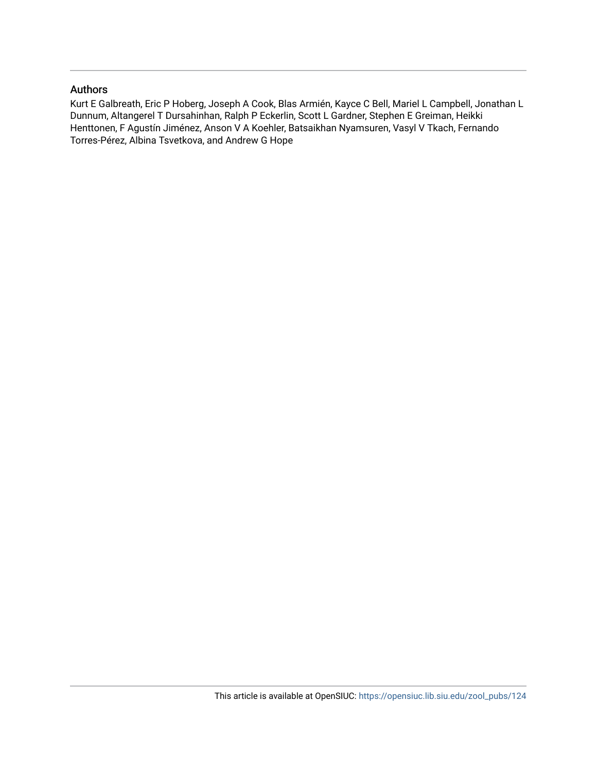## Authors

Kurt E Galbreath, Eric P Hoberg, Joseph A Cook, Blas Armién, Kayce C Bell, Mariel L Campbell, Jonathan L Dunnum, Altangerel T Dursahinhan, Ralph P Eckerlin, Scott L Gardner, Stephen E Greiman, Heikki Henttonen, F Agustín Jiménez, Anson V A Koehler, Batsaikhan Nyamsuren, Vasyl V Tkach, Fernando Torres-Pérez, Albina Tsvetkova, and Andrew G Hope

This article is available at OpenSIUC: https://opensiuc.lib.siu.edu/zool_pubs/124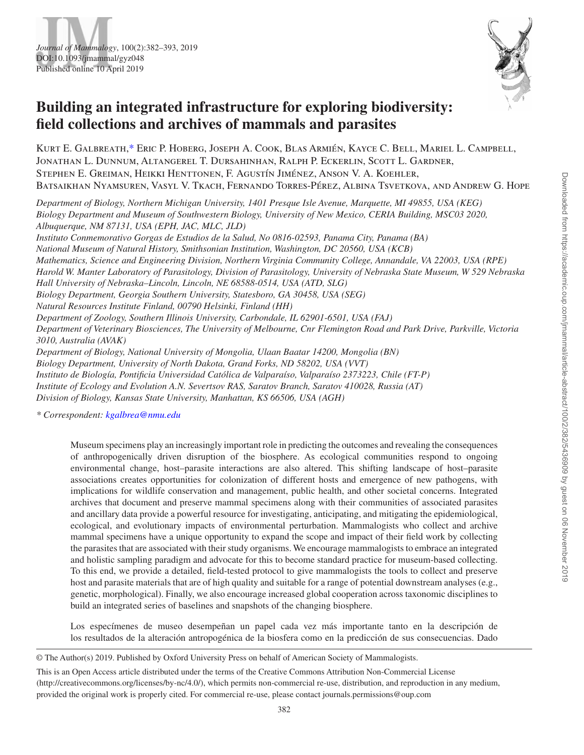# Building an integrated infrastructure for exploring biodiversity: field collections and archives of mammals and parasites

Kurt E. Galbreath,* Eric P. Hoberg, Joseph A. Cook, Blas Armién, Kayce C. Bell, Mariel L. Campbell, Jonathan L. Dunnum, Altangerel T. Dursahinhan, Ralph P. Eckerlin, Scott L. Gardner, Stephen E. Greiman, Heikki Henttonen, F. Agustín Jiménez, Anson V. A. Koehler, Batsaikhan Nyamsuren, Vasyl V. Tkach, Fernando Torres-Pérez, Albina Tsvetkova, and Andrew G. Hope

*Department of Biology, Northern Michigan University, 1401 Presque Isle Avenue, Marquette, MI 49855, USA (KEG)*
*Biology Department and Museum of Southwestern Biology, University of New Mexico, CERIA Building, MSC03 2020, Albuquerque, NM 87131, USA (EPH, JAC, MLC, JLD)*
*Instituto Conmemorativo Gorgas de Estudios de la Salud, No 0816-02593, Panama City, Panama (BA)*
*National Museum of Natural History, Smithsonian Institution, Washington, DC 20560, USA (KCB)*
*Mathematics, Science and Engineering Division, Northern Virginia Community College, Annandale, VA 22003, USA (RPE)*
*Harold W. Manter Laboratory of Parasitology, Division of Parasitology, University of Nebraska State Museum, W 529 Nebraska Hall University of Nebraska–Lincoln, Lincoln, NE 68588-0514, USA (ATD, SLG)*
*Biology Department, Georgia Southern University, Statesboro, GA 30458, USA (SEG)*
*Natural Resources Institute Finland, 00790 Helsinki, Finland (HH)*
*Department of Zoology, Southern Illinois University, Carbondale, IL 62901-6501, USA (FAJ)*
*Department of Veterinary Biosciences, The University of Melbourne, Cnr Flemington Road and Park Drive, Parkville, Victoria 3010, Australia (AVAK)*
*Department of Biology, National University of Mongolia, Ulaan Baatar 14200, Mongolia (BN)*
*Biology Department, University of North Dakota, Grand Forks, ND 58202, USA (VVT)*
*Instituto de Biología, Pontificia Universidad Católica de Valparaíso, Valparaíso 2373223, Chile (FT-P)*
*Institute of Ecology and Evolution A.N. Severtsov RAS, Saratov Branch, Saratov 410028, Russia (AT)*
*Division of Biology, Kansas State University, Manhattan, KS 66506, USA (AGH)*

*\* Correspondent: kgalbrea@nmu.edu*

Museum specimens play an increasingly important role in predicting the outcomes and revealing the consequences of anthropogenically driven disruption of the biosphere. As ecological communities respond to ongoing environmental change, host–parasite interactions are also altered. This shifting landscape of host–parasite associations creates opportunities for colonization of different hosts and emergence of new pathogens, with implications for wildlife conservation and management, public health, and other societal concerns. Integrated archives that document and preserve mammal specimens along with their communities of associated parasites and ancillary data provide a powerful resource for investigating, anticipating, and mitigating the epidemiological, ecological, and evolutionary impacts of environmental perturbation. Mammalogists who collect and archive mammal specimens have a unique opportunity to expand the scope and impact of their field work by collecting the parasites that are associated with their study organisms. We encourage mammalogists to embrace an integrated and holistic sampling paradigm and advocate for this to become standard practice for museum-based collecting. To this end, we provide a detailed, field-tested protocol to give mammalogists the tools to collect and preserve host and parasite materials that are of high quality and suitable for a range of potential downstream analyses (e.g., genetic, morphological). Finally, we also encourage increased global cooperation across taxonomic disciplines to build an integrated series of baselines and snapshots of the changing biosphere.

Los especímenes de museo desempeñan un papel cada vez más importante tanto en la descripción de los resultados de la alteración antropogénica de la biosfera como en la predicción de sus consecuencias. Dado

© The Author(s) 2019. Published by Oxford University Press on behalf of American Society of Mammalogists.

This is an Open Access article distributed under the terms of the Creative Commons Attribution Non-Commercial License (http://creativecommons.org/licenses/by-nc/4.0/), which permits non-commercial re-use, distribution, and reproduction in any medium, provided the original work is properly cited. For commercial re-use, please contact journals.permissions@oup.com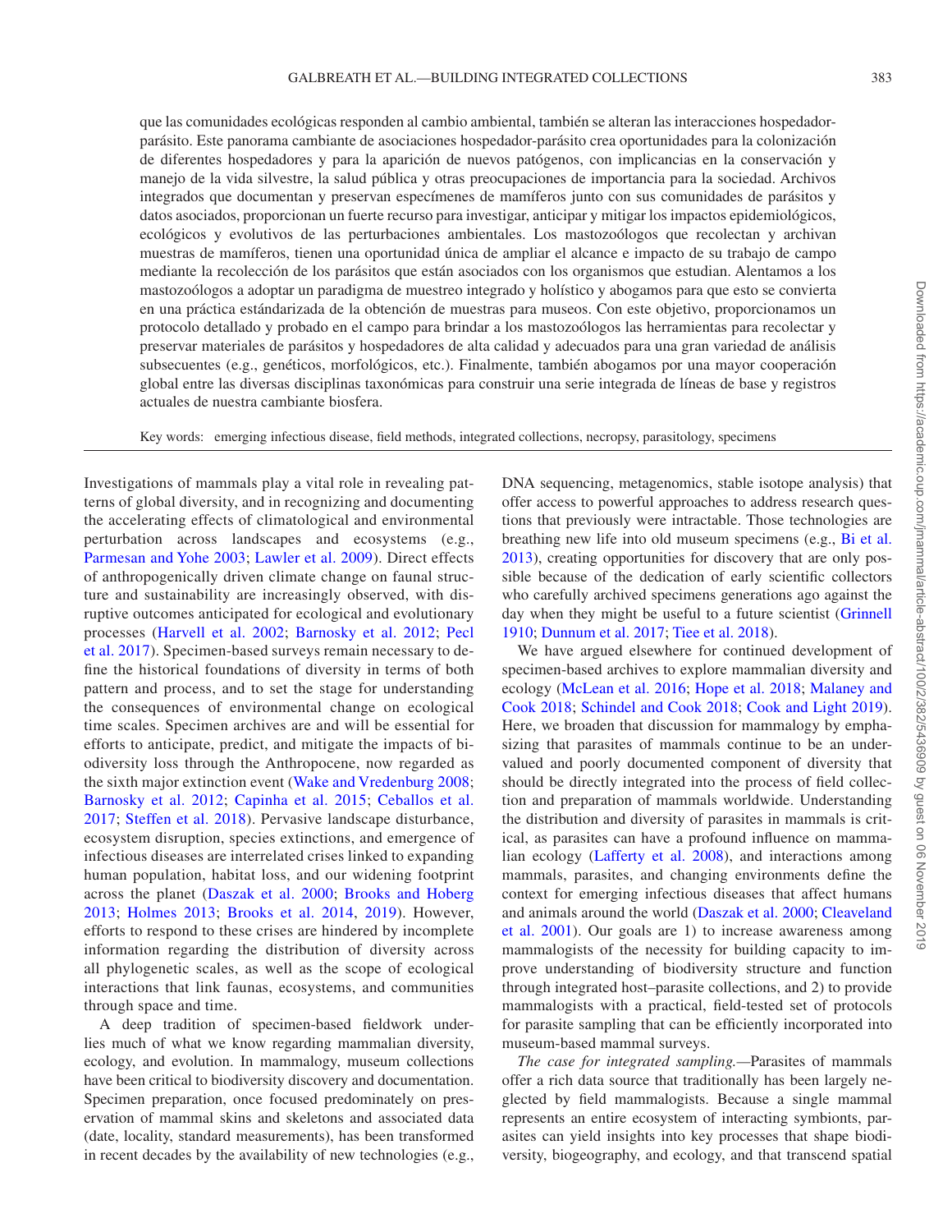que las comunidades ecológicas responden al cambio ambiental, también se alteran las interacciones hospedador-parásito. Este panorama cambiante de asociaciones hospedador-parásito crea oportunidades para la colonización de diferentes hospedadores y para la aparición de nuevos patógenos, con implicancias en la conservación y manejo de la vida silvestre, la salud pública y otras preocupaciones de importancia para la sociedad. Archivos integrados que documentan y preservan especímenes de mamíferos junto con sus comunidades de parásitos y datos asociados, proporcionan un fuerte recurso para investigar, anticipar y mitigar los impactos epidemiológicos, ecológicos y evolutivos de las perturbaciones ambientales. Los mastozoólogos que recolectan y archivan muestras de mamíferos, tienen una oportunidad única de ampliar el alcance e impacto de su trabajo de campo mediante la recolección de los parásitos que están asociados con los organismos que estudian. Alentamos a los mastozoólogos a adoptar un paradigma de muestreo integrado y holístico y abogamos para que esto se convierta en una práctica estándarizada de la obtención de muestras para museos. Con este objetivo, proporcionamos un protocolo detallado y probado en el campo para brindar a los mastozoólogos las herramientas para recolectar y preservar materiales de parásitos y hospedadores de alta calidad y adecuados para una gran variedad de análisis subsecuentes (e.g., genéticos, morfológicos, etc.). Finalmente, también abogamos por una mayor cooperación global entre las diversas disciplinas taxonómicas para construir una serie integrada de líneas de base y registros actuales de nuestra cambiante biosfera.

Key words: emerging infectious disease, field methods, integrated collections, necropsy, parasitology, specimens

---

Investigations of mammals play a vital role in revealing patterns of global diversity, and in recognizing and documenting the accelerating effects of climatological and environmental perturbation across landscapes and ecosystems (e.g., Parmesan and Yohe 2003; Lawler et al. 2009). Direct effects of anthropogenically driven climate change on faunal structure and sustainability are increasingly observed, with disruptive outcomes anticipated for ecological and evolutionary processes (Harvell et al. 2002; Barnosky et al. 2012; Pecl et al. 2017). Specimen-based surveys remain necessary to define the historical foundations of diversity in terms of both pattern and process, and to set the stage for understanding the consequences of environmental change on ecological time scales. Specimen archives are and will be essential for efforts to anticipate, predict, and mitigate the impacts of biodiversity loss through the Anthropocene, now regarded as the sixth major extinction event (Wake and Vredenburg 2008; Barnosky et al. 2012; Capinha et al. 2015; Ceballos et al. 2017; Steffen et al. 2018). Pervasive landscape disturbance, ecosystem disruption, species extinctions, and emergence of infectious diseases are interrelated crises linked to expanding human population, habitat loss, and our widening footprint across the planet (Daszak et al. 2000; Brooks and Hoberg 2013; Holmes 2013; Brooks et al. 2014, 2019). However, efforts to respond to these crises are hindered by incomplete information regarding the distribution of diversity across all phylogenetic scales, as well as the scope of ecological interactions that link faunas, ecosystems, and communities through space and time.

A deep tradition of specimen-based fieldwork underlies much of what we know regarding mammalian diversity, ecology, and evolution. In mammalogy, museum collections have been critical to biodiversity discovery and documentation. Specimen preparation, once focused predominately on preservation of mammal skins and skeletons and associated data (date, locality, standard measurements), has been transformed in recent decades by the availability of new technologies (e.g., DNA sequencing, metagenomics, stable isotope analysis) that offer access to powerful approaches to address research questions that previously were intractable. Those technologies are breathing new life into old museum specimens (e.g., Bi et al. 2013), creating opportunities for discovery that are only possible because of the dedication of early scientific collectors who carefully archived specimens generations ago against the day when they might be useful to a future scientist (Grinnell 1910; Dunnum et al. 2017; Tiee et al. 2018).

We have argued elsewhere for continued development of specimen-based archives to explore mammalian diversity and ecology (McLean et al. 2016; Hope et al. 2018; Malaney and Cook 2018; Schindel and Cook 2018; Cook and Light 2019). Here, we broaden that discussion for mammalogy by emphasizing that parasites of mammals continue to be an undervalued and poorly documented component of diversity that should be directly integrated into the process of field collection and preparation of mammals worldwide. Understanding the distribution and diversity of parasites in mammals is critical, as parasites can have a profound influence on mammalian ecology (Lafferty et al. 2008), and interactions among mammals, parasites, and changing environments define the context for emerging infectious diseases that affect humans and animals around the world (Daszak et al. 2000; Cleaveland et al. 2001). Our goals are 1) to increase awareness among mammalogists of the necessity for building capacity to improve understanding of biodiversity structure and function through integrated host–parasite collections, and 2) to provide mammalogists with a practical, field-tested set of protocols for parasite sampling that can be efficiently incorporated into museum-based mammal surveys.

*The case for integrated sampling.*—Parasites of mammals offer a rich data source that traditionally has been largely neglected by field mammalogists. Because a single mammal represents an entire ecosystem of interacting symbionts, parasites can yield insights into key processes that shape biodiversity, biogeography, and ecology, and that transcend spatial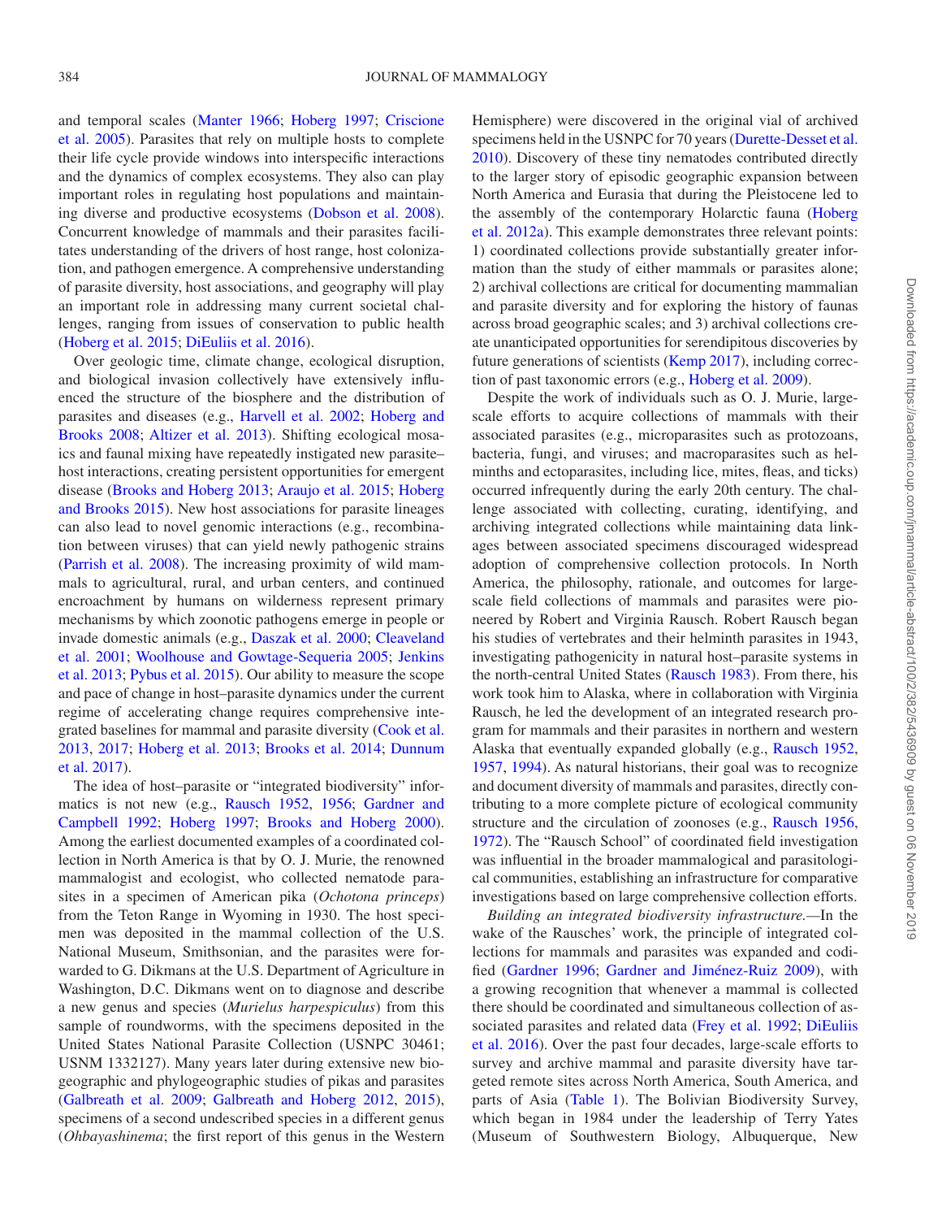and temporal scales (Manter 1966; Hoberg 1997; Criscione et al. 2005). Parasites that rely on multiple hosts to complete their life cycle provide windows into interspecific interactions and the dynamics of complex ecosystems. They also can play important roles in regulating host populations and maintaining diverse and productive ecosystems (Dobson et al. 2008). Concurrent knowledge of mammals and their parasites facilitates understanding of the drivers of host range, host colonization, and pathogen emergence. A comprehensive understanding of parasite diversity, host associations, and geography will play an important role in addressing many current societal challenges, ranging from issues of conservation to public health (Hoberg et al. 2015; DiEuliis et al. 2016).

Over geologic time, climate change, ecological disruption, and biological invasion collectively have extensively influenced the structure of the biosphere and the distribution of parasites and diseases (e.g., Harvell et al. 2002; Hoberg and Brooks 2008; Altizer et al. 2013). Shifting ecological mosaics and faunal mixing have repeatedly instigated new parasite–host interactions, creating persistent opportunities for emergent disease (Brooks and Hoberg 2013; Araujo et al. 2015; Hoberg and Brooks 2015). New host associations for parasite lineages can also lead to novel genomic interactions (e.g., recombination between viruses) that can yield newly pathogenic strains (Parrish et al. 2008). The increasing proximity of wild mammals to agricultural, rural, and urban centers, and continued encroachment by humans on wilderness represent primary mechanisms by which zoonotic pathogens emerge in people or invade domestic animals (e.g., Daszak et al. 2000; Cleaveland et al. 2001; Woolhouse and Gowtage-Sequeria 2005; Jenkins et al. 2013; Pybus et al. 2015). Our ability to measure the scope and pace of change in host–parasite dynamics under the current regime of accelerating change requires comprehensive integrated baselines for mammal and parasite diversity (Cook et al. 2013, 2017; Hoberg et al. 2013; Brooks et al. 2014; Dunnum et al. 2017).

The idea of host–parasite or "integrated biodiversity" informatics is not new (e.g., Rausch 1952, 1956; Gardner and Campbell 1992; Hoberg 1997; Brooks and Hoberg 2000). Among the earliest documented examples of a coordinated collection in North America is that by O. J. Murie, the renowned mammalogist and ecologist, who collected nematode parasites in a specimen of American pika (*Ochotona princeps*) from the Teton Range in Wyoming in 1930. The host specimen was deposited in the mammal collection of the U.S. National Museum, Smithsonian, and the parasites were forwarded to G. Dikmans at the U.S. Department of Agriculture in Washington, D.C. Dikmans went on to diagnose and describe a new genus and species (*Murielus harpespiculus*) from this sample of roundworms, with the specimens deposited in the United States National Parasite Collection (USNPC 30461; USNM 1332127). Many years later during extensive new biogeographic and phylogeographic studies of pikas and parasites (Galbreath et al. 2009; Galbreath and Hoberg 2012, 2015), specimens of a second undescribed species in a different genus (*Ohbayashinema*; the first report of this genus in the Western Hemisphere) were discovered in the original vial of archived specimens held in the USNPC for 70 years (Durette-Desset et al. 2010). Discovery of these tiny nematodes contributed directly to the larger story of episodic geographic expansion between North America and Eurasia that during the Pleistocene led to the assembly of the contemporary Holarctic fauna (Hoberg et al. 2012a). This example demonstrates three relevant points: 1) coordinated collections provide substantially greater information than the study of either mammals or parasites alone; 2) archival collections are critical for documenting mammalian and parasite diversity and for exploring the history of faunas across broad geographic scales; and 3) archival collections create unanticipated opportunities for serendipitous discoveries by future generations of scientists (Kemp 2017), including correction of past taxonomic errors (e.g., Hoberg et al. 2009).

Despite the work of individuals such as O. J. Murie, large-scale efforts to acquire collections of mammals with their associated parasites (e.g., microparasites such as protozoans, bacteria, fungi, and viruses; and macroparasites such as helminths and ectoparasites, including lice, mites, fleas, and ticks) occurred infrequently during the early 20th century. The challenge associated with collecting, curating, identifying, and archiving integrated collections while maintaining data linkages between associated specimens discouraged widespread adoption of comprehensive collection protocols. In North America, the philosophy, rationale, and outcomes for large-scale field collections of mammals and parasites were pioneered by Robert and Virginia Rausch. Robert Rausch began his studies of vertebrates and their helminth parasites in 1943, investigating pathogenicity in natural host–parasite systems in the north-central United States (Rausch 1983). From there, his work took him to Alaska, where in collaboration with Virginia Rausch, he led the development of an integrated research program for mammals and their parasites in northern and western Alaska that eventually expanded globally (e.g., Rausch 1952, 1957, 1994). As natural historians, their goal was to recognize and document diversity of mammals and parasites, directly contributing to a more complete picture of ecological community structure and the circulation of zoonoses (e.g., Rausch 1956, 1972). The "Rausch School" of coordinated field investigation was influential in the broader mammalogical and parasitological communities, establishing an infrastructure for comparative investigations based on large comprehensive collection efforts.

*Building an integrated biodiversity infrastructure.*—In the wake of the Rausches' work, the principle of integrated collections for mammals and parasites was expanded and codified (Gardner 1996; Gardner and Jiménez-Ruiz 2009), with a growing recognition that whenever a mammal is collected there should be coordinated and simultaneous collection of associated parasites and related data (Frey et al. 1992; DiEuliis et al. 2016). Over the past four decades, large-scale efforts to survey and archive mammal and parasite diversity have targeted remote sites across North America, South America, and parts of Asia (Table 1). The Bolivian Biodiversity Survey, which began in 1984 under the leadership of Terry Yates (Museum of Southwestern Biology, Albuquerque, New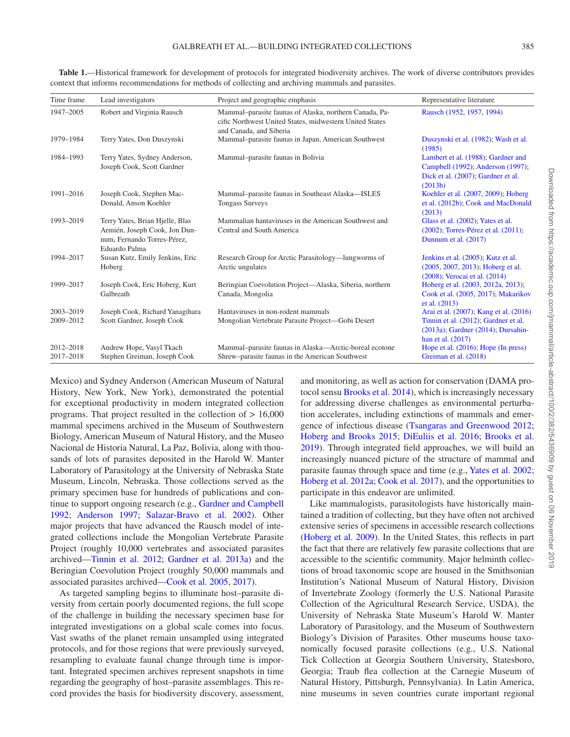**Table 1.**—Historical framework for development of protocols for integrated biodiversity archives. The work of diverse contributors provides context that informs recommendations for methods of collecting and archiving mammals and parasites.

| Time frame | Lead investigators | Project and geographic emphasis | Representative literature |
|---|---|---|---|
| 1947–2005 | Robert and Virginia Rausch | Mammal–parasite faunas of Alaska, northern Canada, Pacific Northwest United States, midwestern United States and Canada, and Siberia | Rausch (1952, 1957, 1994) |
| 1979–1984 | Terry Yates, Don Duszynski | Mammal–parasite faunas in Japan, American Southwest | Duszynski et al. (1982); Wash et al. (1985) |
| 1984–1993 | Terry Yates, Sydney Anderson, Joseph Cook, Scott Gardner | Mammal–parasite faunas in Bolivia | Lambert et al. (1988); Gardner and Campbell (1992); Anderson (1997); Dick et al. (2007); Gardner et al. (2013b) |
| 1991–2016 | Joseph Cook, Stephen MacDonald, Anson Koehler | Mammal–parasite faunas in Southeast Alaska—ISLES Tongass Surveys | Koehler et al. (2007, 2009); Hoberg et al. (2012b); Cook and MacDonald (2013) |
| 1993–2019 | Terry Yates, Brian Hjelle, Blas Armién, Joseph Cook, Jon Dunnum, Fernando Torres-Pérez, Eduardo Palma | Mammalian hantaviruses in the American Southwest and Central and South America | Glass et al. (2002); Yates et al. (2002); Torres-Pérez et al. (2011); Dunnum et al. (2017) |
| 1994–2017 | Susan Kutz, Emily Jenkins, Eric Hoberg | Research Group for Arctic Parasitology—lungworms of Arctic ungulates | Jenkins et al. (2005); Kutz et al. (2005, 2007, 2013); Hoberg et al. (2008); Verocai et al. (2014) |
| 1999–2017 | Joseph Cook, Eric Hoberg, Kurt Galbreath | Beringian Coevolution Project—Alaska, Siberia, northern Canada, Mongolia | Hoberg et al. (2003, 2012a, 2013); Cook et al. (2005, 2017); Makarikov et al. (2013) |
| 2003–2019 | Joseph Cook, Richard Yanagihara | Hantaviruses in non-rodent mammals | Arai et al. (2007); Kang et al. (2016) |
| 2009–2012 | Scott Gardner, Joseph Cook | Mongolian Vertebrate Parasite Project—Gobi Desert | Tinnin et al. (2012); Gardner et al. (2013a); Gardner (2014); Dursahinhan et al. (2017) |
| 2012–2018 | Andrew Hope, Vasyl Tkach | Mammal–parasite faunas in Alaska—Arctic-boreal ecotone | Hope et al. (2016); Hope (In press) |
| 2017–2018 | Stephen Greiman, Joseph Cook | Shrew–parasite faunas in the American Southwest | Greiman et al. (2018) |

Mexico) and Sydney Anderson (American Museum of Natural History, New York, New York), demonstrated the potential for exceptional productivity in modern integrated collection programs. That project resulted in the collection of > 16,000 mammal specimens archived in the Museum of Southwestern Biology, American Museum of Natural History, and the Museo Nacional de Historia Natural, La Paz, Bolivia, along with thousands of lots of parasites deposited in the Harold W. Manter Laboratory of Parasitology at the University of Nebraska State Museum, Lincoln, Nebraska. Those collections served as the primary specimen base for hundreds of publications and continue to support ongoing research (e.g., Gardner and Campbell 1992; Anderson 1997; Salazar-Bravo et al. 2002). Other major projects that have advanced the Rausch model of integrated collections include the Mongolian Vertebrate Parasite Project (roughly 10,000 vertebrates and associated parasites archived—Tinnin et al. 2012; Gardner et al. 2013a) and the Beringian Coevolution Project (roughly 50,000 mammals and associated parasites archived—Cook et al. 2005, 2017).

As targeted sampling begins to illuminate host–parasite diversity from certain poorly documented regions, the full scope of the challenge in building the necessary specimen base for integrated investigations on a global scale comes into focus. Vast swaths of the planet remain unsampled using integrated protocols, and for those regions that were previously surveyed, resampling to evaluate faunal change through time is important. Integrated specimen archives represent snapshots in time regarding the geography of host–parasite assemblages. This record provides the basis for biodiversity discovery, assessment, and monitoring, as well as action for conservation (DAMA protocol sensu Brooks et al. 2014), which is increasingly necessary for addressing diverse challenges as environmental perturbation accelerates, including extinctions of mammals and emergence of infectious disease (Tsangaras and Greenwood 2012; Hoberg and Brooks 2015; DiEuliis et al. 2016; Brooks et al. 2019). Through integrated field approaches, we will build an increasingly nuanced picture of the structure of mammal and parasite faunas through space and time (e.g., Yates et al. 2002; Hoberg et al. 2012a; Cook et al. 2017), and the opportunities to participate in this endeavor are unlimited.

Like mammalogists, parasitologists have historically maintained a tradition of collecting, but they have often not archived extensive series of specimens in accessible research collections (Hoberg et al. 2009). In the United States, this reflects in part the fact that there are relatively few parasite collections that are accessible to the scientific community. Major helminth collections of broad taxonomic scope are housed in the Smithsonian Institution's National Museum of Natural History, Division of Invertebrate Zoology (formerly the U.S. National Parasite Collection of the Agricultural Research Service, USDA), the University of Nebraska State Museum's Harold W. Manter Laboratory of Parasitology, and the Museum of Southwestern Biology's Division of Parasites. Other museums house taxonomically focused parasite collections (e.g., U.S. National Tick Collection at Georgia Southern University, Statesboro, Georgia; Traub flea collection at the Carnegie Museum of Natural History, Pittsburgh, Pennsylvania). In Latin America, nine museums in seven countries curate important regional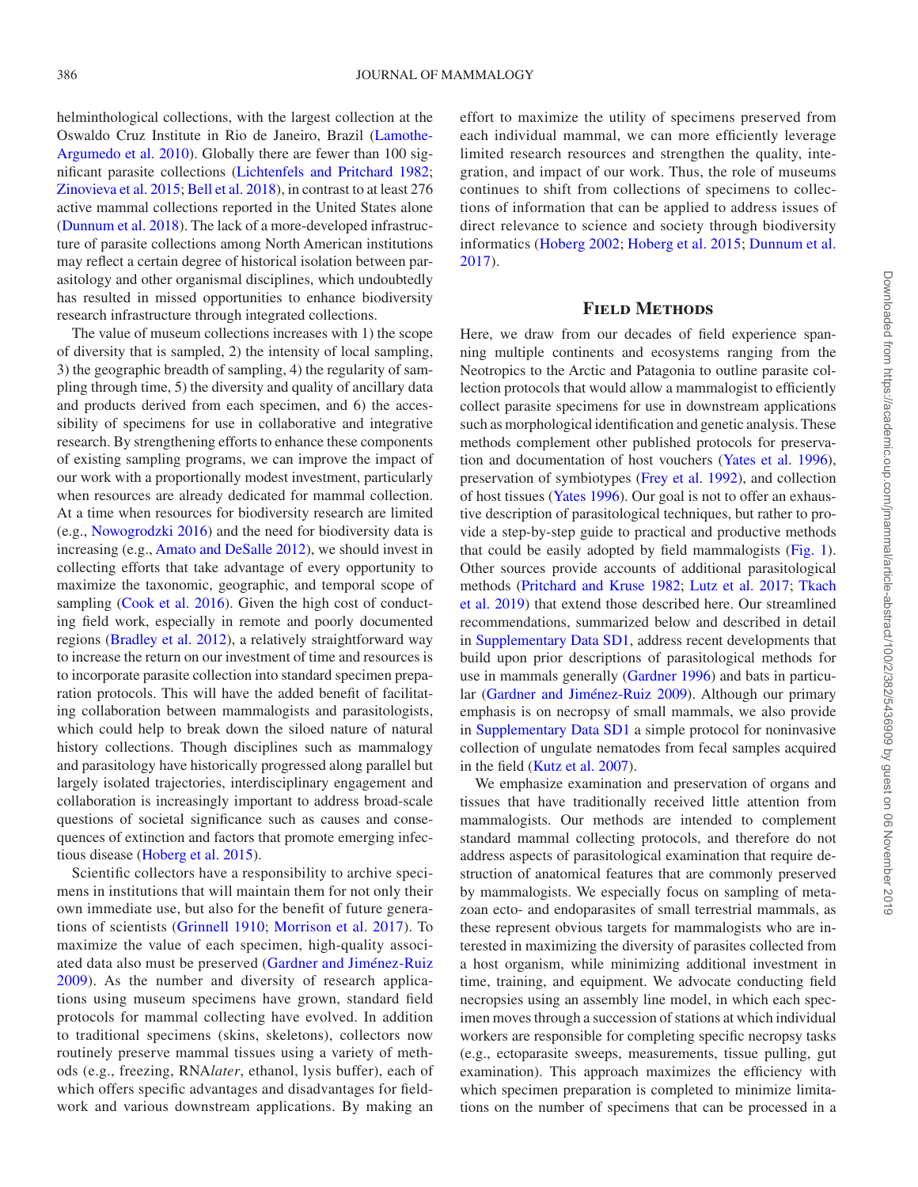helminthological collections, with the largest collection at the Oswaldo Cruz Institute in Rio de Janeiro, Brazil (Lamothe-Argumedo et al. 2010). Globally there are fewer than 100 significant parasite collections (Lichtenfels and Pritchard 1982; Zinovieva et al. 2015; Bell et al. 2018), in contrast to at least 276 active mammal collections reported in the United States alone (Dunnum et al. 2018). The lack of a more-developed infrastructure of parasite collections among North American institutions may reflect a certain degree of historical isolation between parasitology and other organismal disciplines, which undoubtedly has resulted in missed opportunities to enhance biodiversity research infrastructure through integrated collections.

The value of museum collections increases with 1) the scope of diversity that is sampled, 2) the intensity of local sampling, 3) the geographic breadth of sampling, 4) the regularity of sampling through time, 5) the diversity and quality of ancillary data and products derived from each specimen, and 6) the accessibility of specimens for use in collaborative and integrative research. By strengthening efforts to enhance these components of existing sampling programs, we can improve the impact of our work with a proportionally modest investment, particularly when resources are already dedicated for mammal collection. At a time when resources for biodiversity research are limited (e.g., Nowogrodzki 2016) and the need for biodiversity data is increasing (e.g., Amato and DeSalle 2012), we should invest in collecting efforts that take advantage of every opportunity to maximize the taxonomic, geographic, and temporal scope of sampling (Cook et al. 2016). Given the high cost of conducting field work, especially in remote and poorly documented regions (Bradley et al. 2012), a relatively straightforward way to increase the return on our investment of time and resources is to incorporate parasite collection into standard specimen preparation protocols. This will have the added benefit of facilitating collaboration between mammalogists and parasitologists, which could help to break down the siloed nature of natural history collections. Though disciplines such as mammalogy and parasitology have historically progressed along parallel but largely isolated trajectories, interdisciplinary engagement and collaboration is increasingly important to address broad-scale questions of societal significance such as causes and consequences of extinction and factors that promote emerging infectious disease (Hoberg et al. 2015).

Scientific collectors have a responsibility to archive specimens in institutions that will maintain them for not only their own immediate use, but also for the benefit of future generations of scientists (Grinnell 1910; Morrison et al. 2017). To maximize the value of each specimen, high-quality associated data also must be preserved (Gardner and Jiménez-Ruiz 2009). As the number and diversity of research applications using museum specimens have grown, standard field protocols for mammal collecting have evolved. In addition to traditional specimens (skins, skeletons), collectors now routinely preserve mammal tissues using a variety of methods (e.g., freezing, RNA*later*, ethanol, lysis buffer), each of which offers specific advantages and disadvantages for fieldwork and various downstream applications. By making an effort to maximize the utility of specimens preserved from each individual mammal, we can more efficiently leverage limited research resources and strengthen the quality, integration, and impact of our work. Thus, the role of museums continues to shift from collections of specimens to collections of information that can be applied to address issues of direct relevance to science and society through biodiversity informatics (Hoberg 2002; Hoberg et al. 2015; Dunnum et al. 2017).

## Field Methods

Here, we draw from our decades of field experience spanning multiple continents and ecosystems ranging from the Neotropics to the Arctic and Patagonia to outline parasite collection protocols that would allow a mammalogist to efficiently collect parasite specimens for use in downstream applications such as morphological identification and genetic analysis. These methods complement other published protocols for preservation and documentation of host vouchers (Yates et al. 1996), preservation of symbiotypes (Frey et al. 1992), and collection of host tissues (Yates 1996). Our goal is not to offer an exhaustive description of parasitological techniques, but rather to provide a step-by-step guide to practical and productive methods that could be easily adopted by field mammalogists (Fig. 1). Other sources provide accounts of additional parasitological methods (Pritchard and Kruse 1982; Lutz et al. 2017; Tkach et al. 2019) that extend those described here. Our streamlined recommendations, summarized below and described in detail in Supplementary Data SD1, address recent developments that build upon prior descriptions of parasitological methods for use in mammals generally (Gardner 1996) and bats in particular (Gardner and Jiménez-Ruiz 2009). Although our primary emphasis is on necropsy of small mammals, we also provide in Supplementary Data SD1 a simple protocol for noninvasive collection of ungulate nematodes from fecal samples acquired in the field (Kutz et al. 2007).

We emphasize examination and preservation of organs and tissues that have traditionally received little attention from mammalogists. Our methods are intended to complement standard mammal collecting protocols, and therefore do not address aspects of parasitological examination that require destruction of anatomical features that are commonly preserved by mammalogists. We especially focus on sampling of metazoan ecto- and endoparasites of small terrestrial mammals, as these represent obvious targets for mammalogists who are interested in maximizing the diversity of parasites collected from a host organism, while minimizing additional investment in time, training, and equipment. We advocate conducting field necropsies using an assembly line model, in which each specimen moves through a succession of stations at which individual workers are responsible for completing specific necropsy tasks (e.g., ectoparasite sweeps, measurements, tissue pulling, gut examination). This approach maximizes the efficiency with which specimen preparation is completed to minimize limitations on the number of specimens that can be processed in a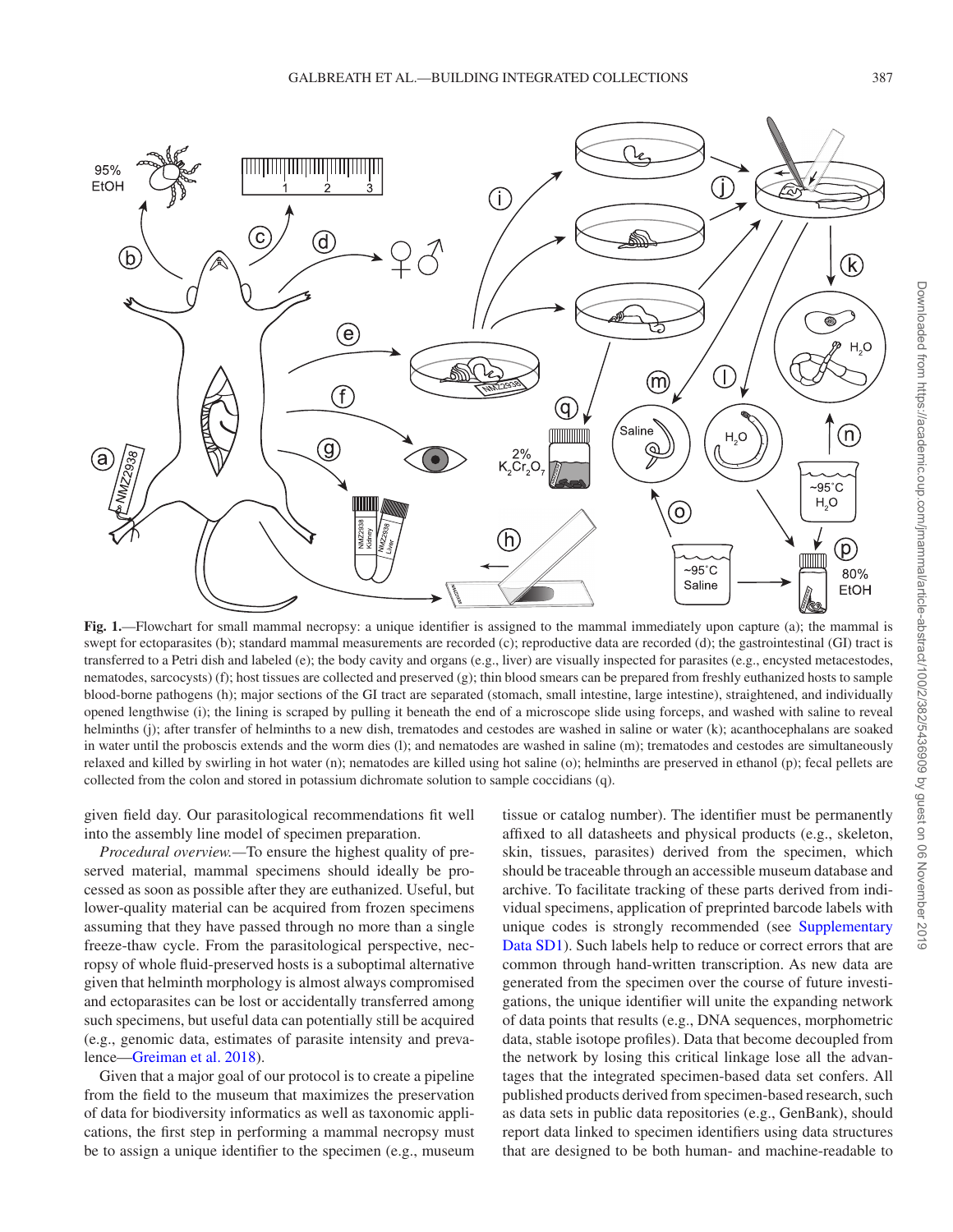**Fig. 1.**—Flowchart for small mammal necropsy: a unique identifier is assigned to the mammal immediately upon capture (a); the mammal is swept for ectoparasites (b); standard mammal measurements are recorded (c); reproductive data are recorded (d); the gastrointestinal (GI) tract is transferred to a Petri dish and labeled (e); the body cavity and organs (e.g., liver) are visually inspected for parasites (e.g., encysted metacestodes, nematodes, sarcocysts) (f); host tissues are collected and preserved (g); thin blood smears can be prepared from freshly euthanized hosts to sample blood-borne pathogens (h); major sections of the GI tract are separated (stomach, small intestine, large intestine), straightened, and individually opened lengthwise (i); the lining is scraped by pulling it beneath the end of a microscope slide using forceps, and washed with saline to reveal helminths (j); after transfer of helminths to a new dish, trematodes and cestodes are washed in saline or water (k); acanthocephalans are soaked in water until the proboscis extends and the worm dies (l); and nematodes are washed in saline (m); trematodes and cestodes are simultaneously relaxed and killed by swirling in hot water (n); nematodes are killed using hot saline (o); helminths are preserved in ethanol (p); fecal pellets are collected from the colon and stored in potassium dichromate solution to sample coccidians (q).

given field day. Our parasitological recommendations fit well into the assembly line model of specimen preparation.

*Procedural overview.*—To ensure the highest quality of preserved material, mammal specimens should ideally be processed as soon as possible after they are euthanized. Useful, but lower-quality material can be acquired from frozen specimens assuming that they have passed through no more than a single freeze-thaw cycle. From the parasitological perspective, necropsy of whole fluid-preserved hosts is a suboptimal alternative given that helminth morphology is almost always compromised and ectoparasites can be lost or accidentally transferred among such specimens, but useful data can potentially still be acquired (e.g., genomic data, estimates of parasite intensity and prevalence—Greiman et al. 2018).

Given that a major goal of our protocol is to create a pipeline from the field to the museum that maximizes the preservation of data for biodiversity informatics as well as taxonomic applications, the first step in performing a mammal necropsy must be to assign a unique identifier to the specimen (e.g., museum tissue or catalog number). The identifier must be permanently affixed to all datasheets and physical products (e.g., skeleton, skin, tissues, parasites) derived from the specimen, which should be traceable through an accessible museum database and archive. To facilitate tracking of these parts derived from individual specimens, application of preprinted barcode labels with unique codes is strongly recommended (see Supplementary Data SD1). Such labels help to reduce or correct errors that are common through hand-written transcription. As new data are generated from the specimen over the course of future investigations, the unique identifier will unite the expanding network of data points that results (e.g., DNA sequences, morphometric data, stable isotope profiles). Data that become decoupled from the network by losing this critical linkage lose all the advantages that the integrated specimen-based data set confers. All published products derived from specimen-based research, such as data sets in public data repositories (e.g., GenBank), should report data linked to specimen identifiers using data structures that are designed to be both human- and machine-readable to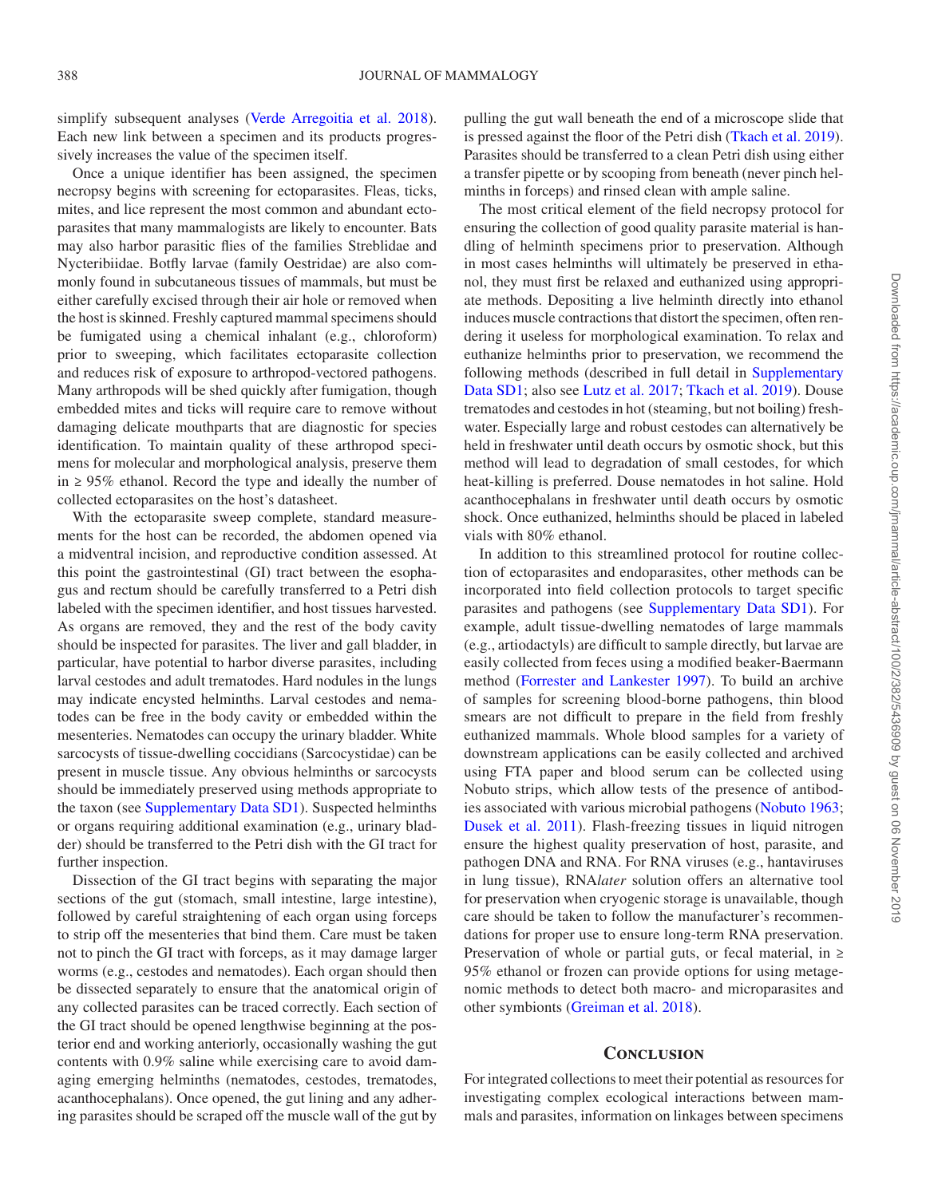simplify subsequent analyses (Verde Arregoitia et al. 2018). Each new link between a specimen and its products progressively increases the value of the specimen itself.

Once a unique identifier has been assigned, the specimen necropsy begins with screening for ectoparasites. Fleas, ticks, mites, and lice represent the most common and abundant ectoparasites that many mammalogists are likely to encounter. Bats may also harbor parasitic flies of the families Streblidae and Nycteribiidae. Botfly larvae (family Oestridae) are also commonly found in subcutaneous tissues of mammals, but must be either carefully excised through their air hole or removed when the host is skinned. Freshly captured mammal specimens should be fumigated using a chemical inhalant (e.g., chloroform) prior to sweeping, which facilitates ectoparasite collection and reduces risk of exposure to arthropod-vectored pathogens. Many arthropods will be shed quickly after fumigation, though embedded mites and ticks will require care to remove without damaging delicate mouthparts that are diagnostic for species identification. To maintain quality of these arthropod specimens for molecular and morphological analysis, preserve them in ≥ 95% ethanol. Record the type and ideally the number of collected ectoparasites on the host's datasheet.

With the ectoparasite sweep complete, standard measurements for the host can be recorded, the abdomen opened via a midventral incision, and reproductive condition assessed. At this point the gastrointestinal (GI) tract between the esophagus and rectum should be carefully transferred to a Petri dish labeled with the specimen identifier, and host tissues harvested. As organs are removed, they and the rest of the body cavity should be inspected for parasites. The liver and gall bladder, in particular, have potential to harbor diverse parasites, including larval cestodes and adult trematodes. Hard nodules in the lungs may indicate encysted helminths. Larval cestodes and nematodes can be free in the body cavity or embedded within the mesenteries. Nematodes can occupy the urinary bladder. White sarcocysts of tissue-dwelling coccidians (Sarcocystidae) can be present in muscle tissue. Any obvious helminths or sarcocysts should be immediately preserved using methods appropriate to the taxon (see Supplementary Data SD1). Suspected helminths or organs requiring additional examination (e.g., urinary bladder) should be transferred to the Petri dish with the GI tract for further inspection.

Dissection of the GI tract begins with separating the major sections of the gut (stomach, small intestine, large intestine), followed by careful straightening of each organ using forceps to strip off the mesenteries that bind them. Care must be taken not to pinch the GI tract with forceps, as it may damage larger worms (e.g., cestodes and nematodes). Each organ should then be dissected separately to ensure that the anatomical origin of any collected parasites can be traced correctly. Each section of the GI tract should be opened lengthwise beginning at the posterior end and working anteriorly, occasionally washing the gut contents with 0.9% saline while exercising care to avoid damaging emerging helminths (nematodes, cestodes, trematodes, acanthocephalans). Once opened, the gut lining and any adhering parasites should be scraped off the muscle wall of the gut by pulling the gut wall beneath the end of a microscope slide that is pressed against the floor of the Petri dish (Tkach et al. 2019). Parasites should be transferred to a clean Petri dish using either a transfer pipette or by scooping from beneath (never pinch helminths in forceps) and rinsed clean with ample saline.

The most critical element of the field necropsy protocol for ensuring the collection of good quality parasite material is handling of helminth specimens prior to preservation. Although in most cases helminths will ultimately be preserved in ethanol, they must first be relaxed and euthanized using appropriate methods. Depositing a live helminth directly into ethanol induces muscle contractions that distort the specimen, often rendering it useless for morphological examination. To relax and euthanize helminths prior to preservation, we recommend the following methods (described in full detail in Supplementary Data SD1; also see Lutz et al. 2017; Tkach et al. 2019). Douse trematodes and cestodes in hot (steaming, but not boiling) freshwater. Especially large and robust cestodes can alternatively be held in freshwater until death occurs by osmotic shock, but this method will lead to degradation of small cestodes, for which heat-killing is preferred. Douse nematodes in hot saline. Hold acanthocephalans in freshwater until death occurs by osmotic shock. Once euthanized, helminths should be placed in labeled vials with 80% ethanol.

In addition to this streamlined protocol for routine collection of ectoparasites and endoparasites, other methods can be incorporated into field collection protocols to target specific parasites and pathogens (see Supplementary Data SD1). For example, adult tissue-dwelling nematodes of large mammals (e.g., artiodactyls) are difficult to sample directly, but larvae are easily collected from feces using a modified beaker-Baermann method (Forrester and Lankester 1997). To build an archive of samples for screening blood-borne pathogens, thin blood smears are not difficult to prepare in the field from freshly euthanized mammals. Whole blood samples for a variety of downstream applications can be easily collected and archived using FTA paper and blood serum can be collected using Nobuto strips, which allow tests of the presence of antibodies associated with various microbial pathogens (Nobuto 1963; Dusek et al. 2011). Flash-freezing tissues in liquid nitrogen ensure the highest quality preservation of host, parasite, and pathogen DNA and RNA. For RNA viruses (e.g., hantaviruses in lung tissue), RNA*later* solution offers an alternative tool for preservation when cryogenic storage is unavailable, though care should be taken to follow the manufacturer's recommendations for proper use to ensure long-term RNA preservation. Preservation of whole or partial guts, or fecal material, in ≥ 95% ethanol or frozen can provide options for using metagenomic methods to detect both macro- and microparasites and other symbionts (Greiman et al. 2018).

## Conclusion

For integrated collections to meet their potential as resources for investigating complex ecological interactions between mammals and parasites, information on linkages between specimens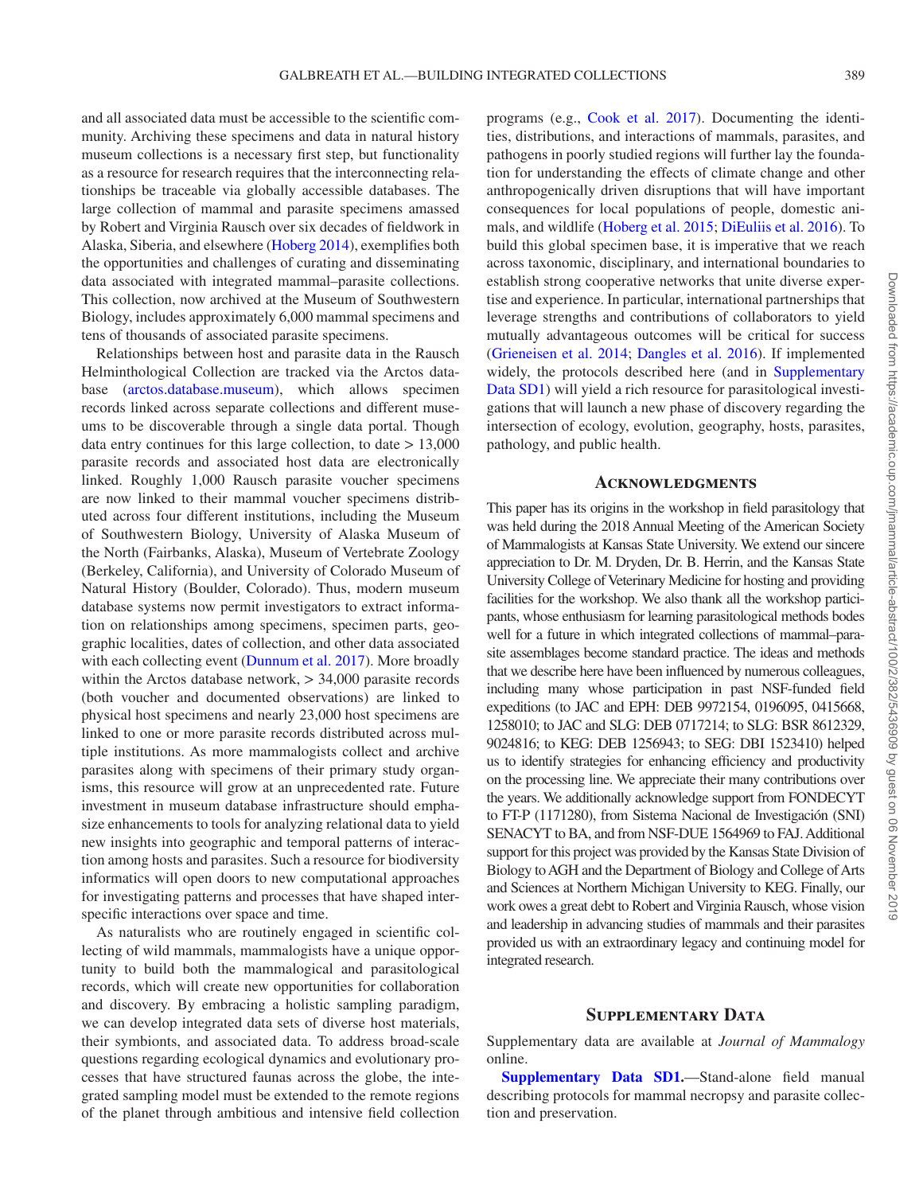and all associated data must be accessible to the scientific community. Archiving these specimens and data in natural history museum collections is a necessary first step, but functionality as a resource for research requires that the interconnecting relationships be traceable via globally accessible databases. The large collection of mammal and parasite specimens amassed by Robert and Virginia Rausch over six decades of fieldwork in Alaska, Siberia, and elsewhere (Hoberg 2014), exemplifies both the opportunities and challenges of curating and disseminating data associated with integrated mammal–parasite collections. This collection, now archived at the Museum of Southwestern Biology, includes approximately 6,000 mammal specimens and tens of thousands of associated parasite specimens.

Relationships between host and parasite data in the Rausch Helminthological Collection are tracked via the Arctos database (arctos.database.museum), which allows specimen records linked across separate collections and different museums to be discoverable through a single data portal. Though data entry continues for this large collection, to date > 13,000 parasite records and associated host data are electronically linked. Roughly 1,000 Rausch parasite voucher specimens are now linked to their mammal voucher specimens distributed across four different institutions, including the Museum of Southwestern Biology, University of Alaska Museum of the North (Fairbanks, Alaska), Museum of Vertebrate Zoology (Berkeley, California), and University of Colorado Museum of Natural History (Boulder, Colorado). Thus, modern museum database systems now permit investigators to extract information on relationships among specimens, specimen parts, geographic localities, dates of collection, and other data associated with each collecting event (Dunnum et al. 2017). More broadly within the Arctos database network, > 34,000 parasite records (both voucher and documented observations) are linked to physical host specimens and nearly 23,000 host specimens are linked to one or more parasite records distributed across multiple institutions. As more mammalogists collect and archive parasites along with specimens of their primary study organisms, this resource will grow at an unprecedented rate. Future investment in museum database infrastructure should emphasize enhancements to tools for analyzing relational data to yield new insights into geographic and temporal patterns of interaction among hosts and parasites. Such a resource for biodiversity informatics will open doors to new computational approaches for investigating patterns and processes that have shaped interspecific interactions over space and time.

As naturalists who are routinely engaged in scientific collecting of wild mammals, mammalogists have a unique opportunity to build both the mammalogical and parasitological records, which will create new opportunities for collaboration and discovery. By embracing a holistic sampling paradigm, we can develop integrated data sets of diverse host materials, their symbionts, and associated data. To address broad-scale questions regarding ecological dynamics and evolutionary processes that have structured faunas across the globe, the integrated sampling model must be extended to the remote regions of the planet through ambitious and intensive field collection programs (e.g., Cook et al. 2017). Documenting the identities, distributions, and interactions of mammals, parasites, and pathogens in poorly studied regions will further lay the foundation for understanding the effects of climate change and other anthropogenically driven disruptions that will have important consequences for local populations of people, domestic animals, and wildlife (Hoberg et al. 2015; DiEuliis et al. 2016). To build this global specimen base, it is imperative that we reach across taxonomic, disciplinary, and international boundaries to establish strong cooperative networks that unite diverse expertise and experience. In particular, international partnerships that leverage strengths and contributions of collaborators to yield mutually advantageous outcomes will be critical for success (Grieneisen et al. 2014; Dangles et al. 2016). If implemented widely, the protocols described here (and in Supplementary Data SD1) will yield a rich resource for parasitological investigations that will launch a new phase of discovery regarding the intersection of ecology, evolution, geography, hosts, parasites, pathology, and public health.

## Acknowledgments

This paper has its origins in the workshop in field parasitology that was held during the 2018 Annual Meeting of the American Society of Mammalogists at Kansas State University. We extend our sincere appreciation to Dr. M. Dryden, Dr. B. Herrin, and the Kansas State University College of Veterinary Medicine for hosting and providing facilities for the workshop. We also thank all the workshop participants, whose enthusiasm for learning parasitological methods bodes well for a future in which integrated collections of mammal–parasite assemblages become standard practice. The ideas and methods that we describe here have been influenced by numerous colleagues, including many whose participation in past NSF-funded field expeditions (to JAC and EPH: DEB 9972154, 0196095, 0415668, 1258010; to JAC and SLG: DEB 0717214; to SLG: BSR 8612329, 9024816; to KEG: DEB 1256943; to SEG: DBI 1523410) helped us to identify strategies for enhancing efficiency and productivity on the processing line. We appreciate their many contributions over the years. We additionally acknowledge support from FONDECYT to FT-P (1171280), from Sistema Nacional de Investigación (SNI) SENACYT to BA, and from NSF-DUE 1564969 to FAJ. Additional support for this project was provided by the Kansas State Division of Biology to AGH and the Department of Biology and College of Arts and Sciences at Northern Michigan University to KEG. Finally, our work owes a great debt to Robert and Virginia Rausch, whose vision and leadership in advancing studies of mammals and their parasites provided us with an extraordinary legacy and continuing model for integrated research.

## Supplementary Data

Supplementary data are available at *Journal of Mammalogy* online.

**Supplementary Data SD1.**—Stand-alone field manual describing protocols for mammal necropsy and parasite collection and preservation.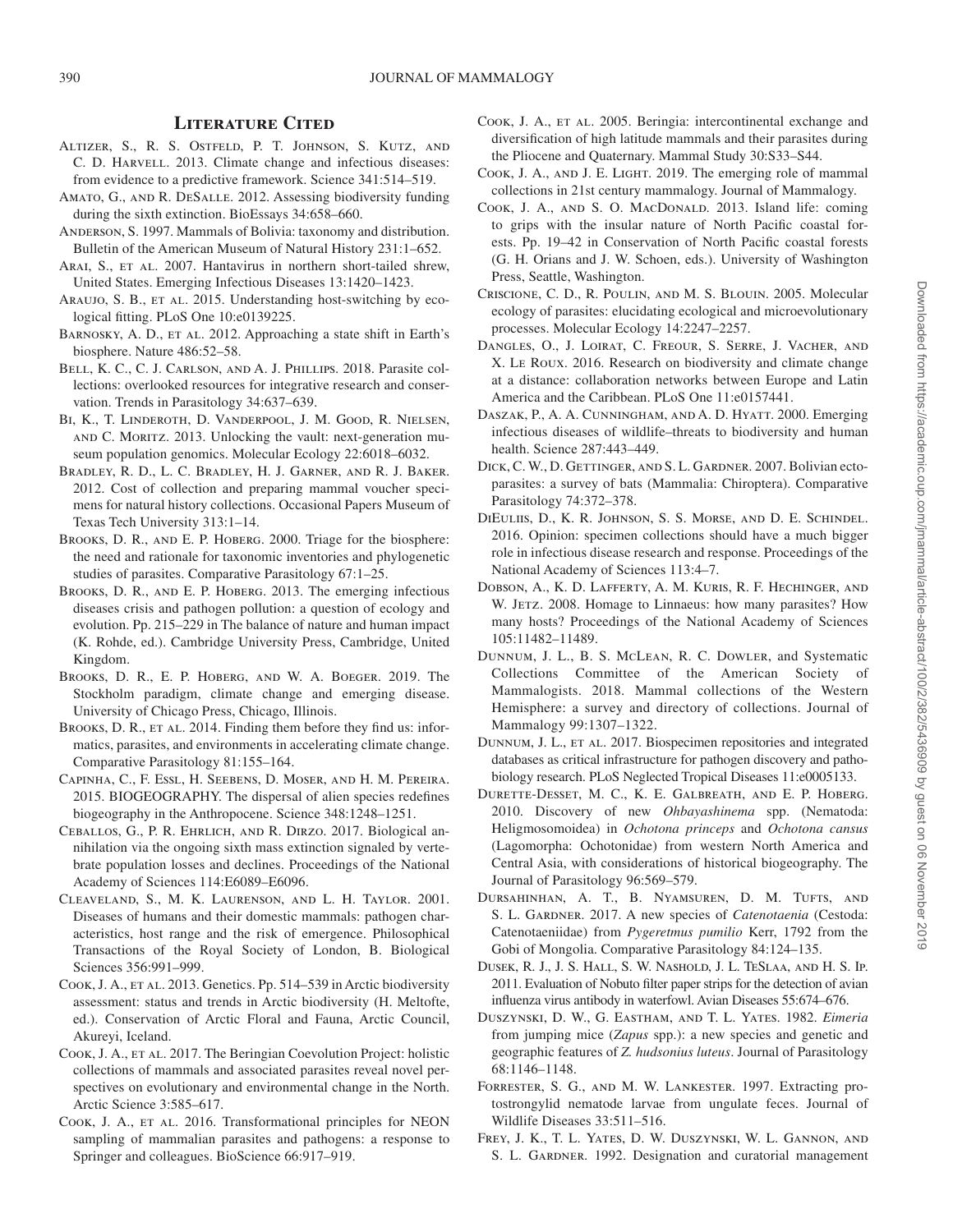## Literature Cited

Altizer, S., R. S. Ostfeld, P. T. Johnson, S. Kutz, and C. D. Harvell. 2013. Climate change and infectious diseases: from evidence to a predictive framework. Science 341:514–519.

Amato, G., and R. DeSalle. 2012. Assessing biodiversity funding during the sixth extinction. BioEssays 34:658–660.

Anderson, S. 1997. Mammals of Bolivia: taxonomy and distribution. Bulletin of the American Museum of Natural History 231:1–652.

Arai, S., et al. 2007. Hantavirus in northern short-tailed shrew, United States. Emerging Infectious Diseases 13:1420–1423.

Araujo, S. B., et al. 2015. Understanding host-switching by ecological fitting. PLoS One 10:e0139225.

Barnosky, A. D., et al. 2012. Approaching a state shift in Earth's biosphere. Nature 486:52–58.

Bell, K. C., C. J. Carlson, and A. J. Phillips. 2018. Parasite collections: overlooked resources for integrative research and conservation. Trends in Parasitology 34:637–639.

Bi, K., T. Linderoth, D. Vanderpool, J. M. Good, R. Nielsen, and C. Moritz. 2013. Unlocking the vault: next-generation museum population genomics. Molecular Ecology 22:6018–6032.

Bradley, R. D., L. C. Bradley, H. J. Garner, and R. J. Baker. 2012. Cost of collection and preparing mammal voucher specimens for natural history collections. Occasional Papers Museum of Texas Tech University 313:1–14.

Brooks, D. R., and E. P. Hoberg. 2000. Triage for the biosphere: the need and rationale for taxonomic inventories and phylogenetic studies of parasites. Comparative Parasitology 67:1–25.

Brooks, D. R., and E. P. Hoberg. 2013. The emerging infectious diseases crisis and pathogen pollution: a question of ecology and evolution. Pp. 215–229 in The balance of nature and human impact (K. Rohde, ed.). Cambridge University Press, Cambridge, United Kingdom.

Brooks, D. R., E. P. Hoberg, and W. A. Boeger. 2019. The Stockholm paradigm, climate change and emerging disease. University of Chicago Press, Chicago, Illinois.

Brooks, D. R., et al. 2014. Finding them before they find us: informatics, parasites, and environments in accelerating climate change. Comparative Parasitology 81:155–164.

Capinha, C., F. Essl, H. Seebens, D. Moser, and H. M. Pereira. 2015. BIOGEOGRAPHY. The dispersal of alien species redefines biogeography in the Anthropocene. Science 348:1248–1251.

Ceballos, G., P. R. Ehrlich, and R. Dirzo. 2017. Biological annihilation via the ongoing sixth mass extinction signaled by vertebrate population losses and declines. Proceedings of the National Academy of Sciences 114:E6089–E6096.

Cleaveland, S., M. K. Laurenson, and L. H. Taylor. 2001. Diseases of humans and their domestic mammals: pathogen characteristics, host range and the risk of emergence. Philosophical Transactions of the Royal Society of London, B. Biological Sciences 356:991–999.

Cook, J. A., et al. 2013. Genetics. Pp. 514–539 in Arctic biodiversity assessment: status and trends in Arctic biodiversity (H. Meltofte, ed.). Conservation of Arctic Floral and Fauna, Arctic Council, Akureyi, Iceland.

Cook, J. A., et al. 2017. The Beringian Coevolution Project: holistic collections of mammals and associated parasites reveal novel perspectives on evolutionary and environmental change in the North. Arctic Science 3:585–617.

Cook, J. A., et al. 2016. Transformational principles for NEON sampling of mammalian parasites and pathogens: a response to Springer and colleagues. BioScience 66:917–919.

Cook, J. A., et al. 2005. Beringia: intercontinental exchange and diversification of high latitude mammals and their parasites during the Pliocene and Quaternary. Mammal Study 30:S33–S44.

Cook, J. A., and J. E. Light. 2019. The emerging role of mammal collections in 21st century mammalogy. Journal of Mammalogy.

Cook, J. A., and S. O. MacDonald. 2013. Island life: coming to grips with the insular nature of North Pacific coastal forests. Pp. 19–42 in Conservation of North Pacific coastal forests (G. H. Orians and J. W. Schoen, eds.). University of Washington Press, Seattle, Washington.

Criscione, C. D., R. Poulin, and M. S. Blouin. 2005. Molecular ecology of parasites: elucidating ecological and microevolutionary processes. Molecular Ecology 14:2247–2257.

Dangles, O., J. Loirat, C. Freour, S. Serre, J. Vacher, and X. Le Roux. 2016. Research on biodiversity and climate change at a distance: collaboration networks between Europe and Latin America and the Caribbean. PLoS One 11:e0157441.

Daszak, P., A. A. Cunningham, and A. D. Hyatt. 2000. Emerging infectious diseases of wildlife–threats to biodiversity and human health. Science 287:443–449.

Dick, C. W., D. Gettinger, and S. L. Gardner. 2007. Bolivian ectoparasites: a survey of bats (Mammalia: Chiroptera). Comparative Parasitology 74:372–378.

DiEuliis, D., K. R. Johnson, S. S. Morse, and D. E. Schindel. 2016. Opinion: specimen collections should have a much bigger role in infectious disease research and response. Proceedings of the National Academy of Sciences 113:4–7.

Dobson, A., K. D. Lafferty, A. M. Kuris, R. F. Hechinger, and W. Jetz. 2008. Homage to Linnaeus: how many parasites? How many hosts? Proceedings of the National Academy of Sciences 105:11482–11489.

Dunnum, J. L., B. S. McLean, R. C. Dowler, and Systematic Collections Committee of the American Society of Mammalogists. 2018. Mammal collections of the Western Hemisphere: a survey and directory of collections. Journal of Mammalogy 99:1307–1322.

Dunnum, J. L., et al. 2017. Biospecimen repositories and integrated databases as critical infrastructure for pathogen discovery and pathobiology research. PLoS Neglected Tropical Diseases 11:e0005133.

Durette-Desset, M. C., K. E. Galbreath, and E. P. Hoberg. 2010. Discovery of new *Ohbayashinema* spp. (Nematoda: Heligmosomoidea) in *Ochotona princeps* and *Ochotona cansus* (Lagomorpha: Ochotonidae) from western North America and Central Asia, with considerations of historical biogeography. The Journal of Parasitology 96:569–579.

Dursahinhan, A. T., B. Nyamsuren, D. M. Tufts, and S. L. Gardner. 2017. A new species of *Catenotaenia* (Cestoda: Catenotaeniidae) from *Pygeretmus pumilio* Kerr, 1792 from the Gobi of Mongolia. Comparative Parasitology 84:124–135.

Dusek, R. J., J. S. Hall, S. W. Nashold, J. L. TeSlaa, and H. S. Ip. 2011. Evaluation of Nobuto filter paper strips for the detection of avian influenza virus antibody in waterfowl. Avian Diseases 55:674–676.

Duszynski, D. W., G. Eastham, and T. L. Yates. 1982. *Eimeria* from jumping mice (*Zapus* spp.): a new species and genetic and geographic features of *Z. hudsonius luteus*. Journal of Parasitology 68:1146–1148.

Forrester, S. G., and M. W. Lankester. 1997. Extracting protostrongylid nematode larvae from ungulate feces. Journal of Wildlife Diseases 33:511–516.

Frey, J. K., T. L. Yates, D. W. Duszynski, W. L. Gannon, and S. L. Gardner. 1992. Designation and curatorial management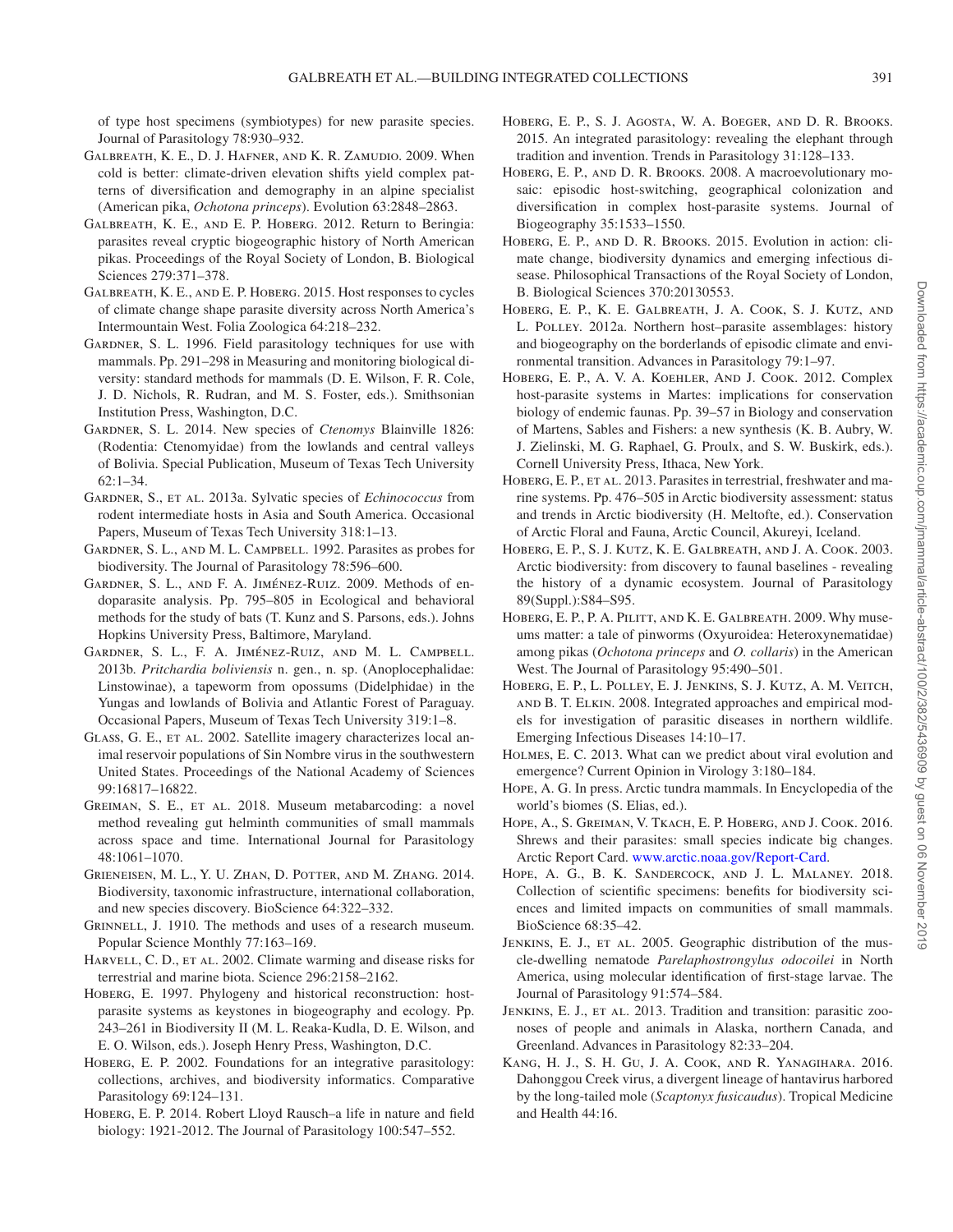of type host specimens (symbiotypes) for new parasite species. Journal of Parasitology 78:930–932.

Galbreath, K. E., D. J. Hafner, and K. R. Zamudio. 2009. When cold is better: climate-driven elevation shifts yield complex patterns of diversification and demography in an alpine specialist (American pika, *Ochotona princeps*). Evolution 63:2848–2863.

Galbreath, K. E., and E. P. Hoberg. 2012. Return to Beringia: parasites reveal cryptic biogeographic history of North American pikas. Proceedings of the Royal Society of London, B. Biological Sciences 279:371–378.

Galbreath, K. E., and E. P. Hoberg. 2015. Host responses to cycles of climate change shape parasite diversity across North America's Intermountain West. Folia Zoologica 64:218–232.

Gardner, S. L. 1996. Field parasitology techniques for use with mammals. Pp. 291–298 in Measuring and monitoring biological diversity: standard methods for mammals (D. E. Wilson, F. R. Cole, J. D. Nichols, R. Rudran, and M. S. Foster, eds.). Smithsonian Institution Press, Washington, D.C.

Gardner, S. L. 2014. New species of *Ctenomys* Blainville 1826: (Rodentia: Ctenomyidae) from the lowlands and central valleys of Bolivia. Special Publication, Museum of Texas Tech University 62:1–34.

Gardner, S., et al. 2013a. Sylvatic species of *Echinococcus* from rodent intermediate hosts in Asia and South America. Occasional Papers, Museum of Texas Tech University 318:1–13.

Gardner, S. L., and M. L. Campbell. 1992. Parasites as probes for biodiversity. The Journal of Parasitology 78:596–600.

Gardner, S. L., and F. A. Jiménez-Ruiz. 2009. Methods of endoparasite analysis. Pp. 795–805 in Ecological and behavioral methods for the study of bats (T. Kunz and S. Parsons, eds.). Johns Hopkins University Press, Baltimore, Maryland.

Gardner, S. L., F. A. Jiménez-Ruiz, and M. L. Campbell. 2013b. *Pritchardia boliviensis* n. gen., n. sp. (Anoplocephalidae: Linstowinae), a tapeworm from opossums (Didelphidae) in the Yungas and lowlands of Bolivia and Atlantic Forest of Paraguay. Occasional Papers, Museum of Texas Tech University 319:1–8.

Glass, G. E., et al. 2002. Satellite imagery characterizes local animal reservoir populations of Sin Nombre virus in the southwestern United States. Proceedings of the National Academy of Sciences 99:16817–16822.

Greiman, S. E., et al. 2018. Museum metabarcoding: a novel method revealing gut helminth communities of small mammals across space and time. International Journal for Parasitology 48:1061–1070.

Grieneisen, M. L., Y. U. Zhan, D. Potter, and M. Zhang. 2014. Biodiversity, taxonomic infrastructure, international collaboration, and new species discovery. BioScience 64:322–332.

Grinnell, J. 1910. The methods and uses of a research museum. Popular Science Monthly 77:163–169.

Harvell, C. D., et al. 2002. Climate warming and disease risks for terrestrial and marine biota. Science 296:2158–2162.

Hoberg, E. 1997. Phylogeny and historical reconstruction: host-parasite systems as keystones in biogeography and ecology. Pp. 243–261 in Biodiversity II (M. L. Reaka-Kudla, D. E. Wilson, and E. O. Wilson, eds.). Joseph Henry Press, Washington, D.C.

Hoberg, E. P. 2002. Foundations for an integrative parasitology: collections, archives, and biodiversity informatics. Comparative Parasitology 69:124–131.

Hoberg, E. P. 2014. Robert Lloyd Rausch–a life in nature and field biology: 1921-2012. The Journal of Parasitology 100:547–552.

Hoberg, E. P., S. J. Agosta, W. A. Boeger, and D. R. Brooks. 2015. An integrated parasitology: revealing the elephant through tradition and invention. Trends in Parasitology 31:128–133.

Hoberg, E. P., and D. R. Brooks. 2008. A macroevolutionary mosaic: episodic host-switching, geographical colonization and diversification in complex host-parasite systems. Journal of Biogeography 35:1533–1550.

Hoberg, E. P., and D. R. Brooks. 2015. Evolution in action: climate change, biodiversity dynamics and emerging infectious disease. Philosophical Transactions of the Royal Society of London, B. Biological Sciences 370:20130553.

Hoberg, E. P., K. E. Galbreath, J. A. Cook, S. J. Kutz, and L. Polley. 2012a. Northern host–parasite assemblages: history and biogeography on the borderlands of episodic climate and environmental transition. Advances in Parasitology 79:1–97.

Hoberg, E. P., A. V. A. Koehler, And J. Cook. 2012. Complex host-parasite systems in Martes: implications for conservation biology of endemic faunas. Pp. 39–57 in Biology and conservation of Martens, Sables and Fishers: a new synthesis (K. B. Aubry, W. J. Zielinski, M. G. Raphael, G. Proulx, and S. W. Buskirk, eds.). Cornell University Press, Ithaca, New York.

Hoberg, E. P., et al. 2013. Parasites in terrestrial, freshwater and marine systems. Pp. 476–505 in Arctic biodiversity assessment: status and trends in Arctic biodiversity (H. Meltofte, ed.). Conservation of Arctic Floral and Fauna, Arctic Council, Akureyi, Iceland.

Hoberg, E. P., S. J. Kutz, K. E. Galbreath, and J. A. Cook. 2003. Arctic biodiversity: from discovery to faunal baselines - revealing the history of a dynamic ecosystem. Journal of Parasitology 89(Suppl.):S84–S95.

Hoberg, E. P., P. A. Pilitt, and K. E. Galbreath. 2009. Why museums matter: a tale of pinworms (Oxyuroidea: Heteroxynematidae) among pikas (*Ochotona princeps* and *O. collaris*) in the American West. The Journal of Parasitology 95:490–501.

Hoberg, E. P., L. Polley, E. J. Jenkins, S. J. Kutz, A. M. Veitch, and B. T. Elkin. 2008. Integrated approaches and empirical models for investigation of parasitic diseases in northern wildlife. Emerging Infectious Diseases 14:10–17.

Holmes, E. C. 2013. What can we predict about viral evolution and emergence? Current Opinion in Virology 3:180–184.

Hope, A. G. In press. Arctic tundra mammals. In Encyclopedia of the world's biomes (S. Elias, ed.).

Hope, A., S. Greiman, V. Tkach, E. P. Hoberg, and J. Cook. 2016. Shrews and their parasites: small species indicate big changes. Arctic Report Card. www.arctic.noaa.gov/Report-Card.

Hope, A. G., B. K. Sandercock, and J. L. Malaney. 2018. Collection of scientific specimens: benefits for biodiversity sciences and limited impacts on communities of small mammals. BioScience 68:35–42.

Jenkins, E. J., et al. 2005. Geographic distribution of the muscle-dwelling nematode *Parelaphostrongylus odocoilei* in North America, using molecular identification of first-stage larvae. The Journal of Parasitology 91:574–584.

Jenkins, E. J., et al. 2013. Tradition and transition: parasitic zoonoses of people and animals in Alaska, northern Canada, and Greenland. Advances in Parasitology 82:33–204.

Kang, H. J., S. H. Gu, J. A. Cook, and R. Yanagihara. 2016. Dahonggou Creek virus, a divergent lineage of hantavirus harbored by the long-tailed mole (*Scaptonyx fusicaudus*). Tropical Medicine and Health 44:16.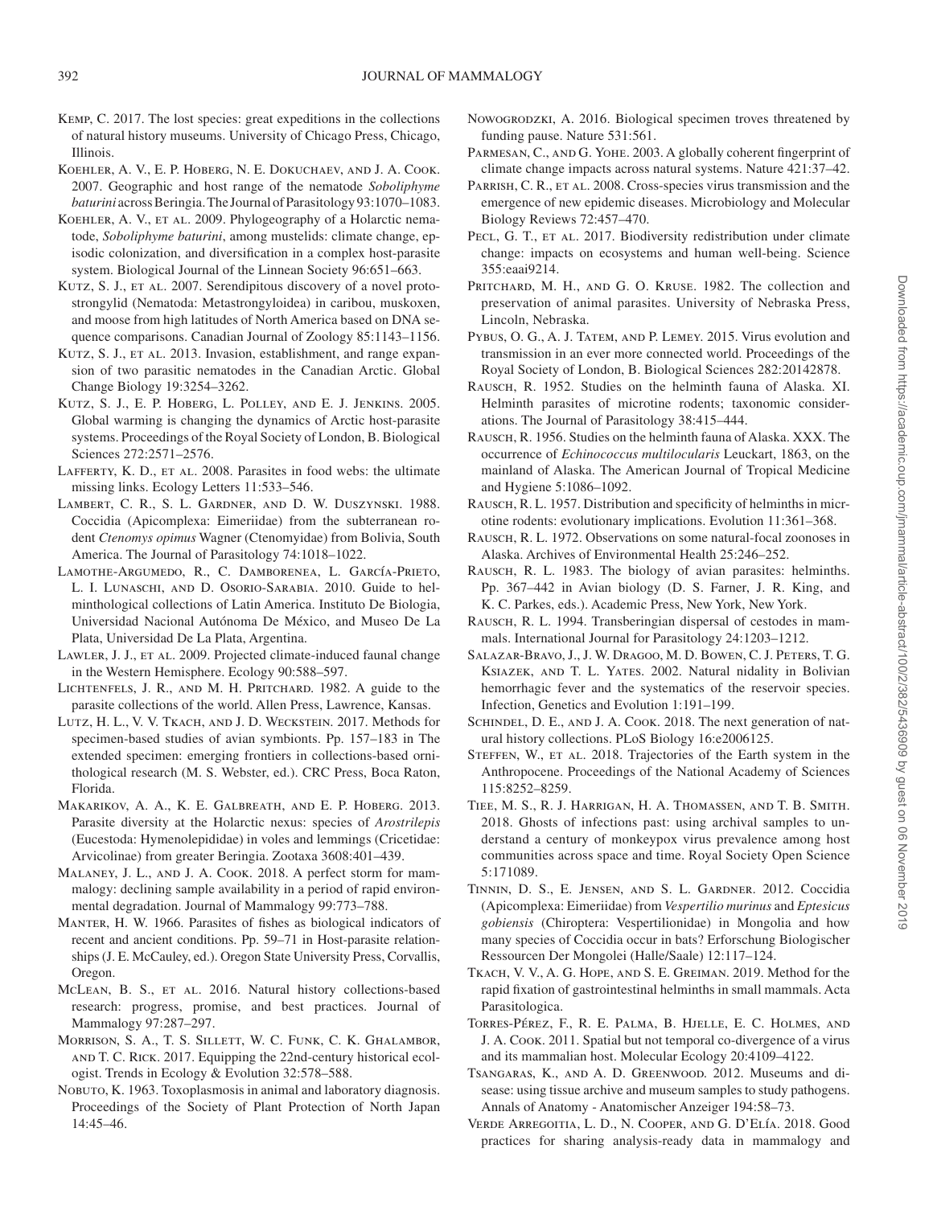Kemp, C. 2017. The lost species: great expeditions in the collections of natural history museums. University of Chicago Press, Chicago, Illinois.

Koehler, A. V., E. P. Hoberg, N. E. Dokuchaev, and J. A. Cook. 2007. Geographic and host range of the nematode *Soboliphyme baturini* across Beringia. The Journal of Parasitology 93:1070–1083.

Koehler, A. V., et al. 2009. Phylogeography of a Holarctic nematode, *Soboliphyme baturini*, among mustelids: climate change, episodic colonization, and diversification in a complex host-parasite system. Biological Journal of the Linnean Society 96:651–663.

Kutz, S. J., et al. 2007. Serendipitous discovery of a novel protostrongylid (Nematoda: Metastrongyloidea) in caribou, muskoxen, and moose from high latitudes of North America based on DNA sequence comparisons. Canadian Journal of Zoology 85:1143–1156.

Kutz, S. J., et al. 2013. Invasion, establishment, and range expansion of two parasitic nematodes in the Canadian Arctic. Global Change Biology 19:3254–3262.

Kutz, S. J., E. P. Hoberg, L. Polley, and E. J. Jenkins. 2005. Global warming is changing the dynamics of Arctic host-parasite systems. Proceedings of the Royal Society of London, B. Biological Sciences 272:2571–2576.

Lafferty, K. D., et al. 2008. Parasites in food webs: the ultimate missing links. Ecology Letters 11:533–546.

Lambert, C. R., S. L. Gardner, and D. W. Duszynski. 1988. Coccidia (Apicomplexa: Eimeriidae) from the subterranean rodent *Ctenomys opimus* Wagner (Ctenomyidae) from Bolivia, South America. The Journal of Parasitology 74:1018–1022.

Lamothe-Argumedo, R., C. Damborenea, L. García-Prieto, L. I. Lunaschi, and D. Osorio-Sarabia. 2010. Guide to helminthological collections of Latin America. Instituto De Biologia, Universidad Nacional Autónoma De México, and Museo De La Plata, Universidad De La Plata, Argentina.

Lawler, J. J., et al. 2009. Projected climate-induced faunal change in the Western Hemisphere. Ecology 90:588–597.

Lichtenfels, J. R., and M. H. Pritchard. 1982. A guide to the parasite collections of the world. Allen Press, Lawrence, Kansas.

Lutz, H. L., V. V. Tkach, and J. D. Weckstein. 2017. Methods for specimen-based studies of avian symbionts. Pp. 157–183 in The extended specimen: emerging frontiers in collections-based ornithological research (M. S. Webster, ed.). CRC Press, Boca Raton, Florida.

Makarikov, A. A., K. E. Galbreath, and E. P. Hoberg. 2013. Parasite diversity at the Holarctic nexus: species of *Arostrilepis* (Eucestoda: Hymenolepididae) in voles and lemmings (Cricetidae: Arvicolinae) from greater Beringia. Zootaxa 3608:401–439.

Malaney, J. L., and J. A. Cook. 2018. A perfect storm for mammalogy: declining sample availability in a period of rapid environmental degradation. Journal of Mammalogy 99:773–788.

Manter, H. W. 1966. Parasites of fishes as biological indicators of recent and ancient conditions. Pp. 59–71 in Host-parasite relationships (J. E. McCauley, ed.). Oregon State University Press, Corvallis, Oregon.

McLean, B. S., et al. 2016. Natural history collections-based research: progress, promise, and best practices. Journal of Mammalogy 97:287–297.

Morrison, S. A., T. S. Sillett, W. C. Funk, C. K. Ghalambor, and T. C. Rick. 2017. Equipping the 22nd-century historical ecologist. Trends in Ecology & Evolution 32:578–588.

Nobuto, K. 1963. Toxoplasmosis in animal and laboratory diagnosis. Proceedings of the Society of Plant Protection of North Japan 14:45–46.

Nowogrodzki, A. 2016. Biological specimen troves threatened by funding pause. Nature 531:561.

Parmesan, C., and G. Yohe. 2003. A globally coherent fingerprint of climate change impacts across natural systems. Nature 421:37–42.

Parrish, C. R., et al. 2008. Cross-species virus transmission and the emergence of new epidemic diseases. Microbiology and Molecular Biology Reviews 72:457–470.

Pecl, G. T., et al. 2017. Biodiversity redistribution under climate change: impacts on ecosystems and human well-being. Science 355:eaai9214.

Pritchard, M. H., and G. O. Kruse. 1982. The collection and preservation of animal parasites. University of Nebraska Press, Lincoln, Nebraska.

Pybus, O. G., A. J. Tatem, and P. Lemey. 2015. Virus evolution and transmission in an ever more connected world. Proceedings of the Royal Society of London, B. Biological Sciences 282:20142878.

Rausch, R. 1952. Studies on the helminth fauna of Alaska. XI. Helminth parasites of microtine rodents; taxonomic considerations. The Journal of Parasitology 38:415–444.

Rausch, R. 1956. Studies on the helminth fauna of Alaska. XXX. The occurrence of *Echinococcus multilocularis* Leuckart, 1863, on the mainland of Alaska. The American Journal of Tropical Medicine and Hygiene 5:1086–1092.

Rausch, R. L. 1957. Distribution and specificity of helminths in microtine rodents: evolutionary implications. Evolution 11:361–368.

Rausch, R. L. 1972. Observations on some natural-focal zoonoses in Alaska. Archives of Environmental Health 25:246–252.

Rausch, R. L. 1983. The biology of avian parasites: helminths. Pp. 367–442 in Avian biology (D. S. Farner, J. R. King, and K. C. Parkes, eds.). Academic Press, New York, New York.

Rausch, R. L. 1994. Transberingian dispersal of cestodes in mammals. International Journal for Parasitology 24:1203–1212.

Salazar-Bravo, J., J. W. Dragoo, M. D. Bowen, C. J. Peters, T. G. Ksiazek, and T. L. Yates. 2002. Natural nidality in Bolivian hemorrhagic fever and the systematics of the reservoir species. Infection, Genetics and Evolution 1:191–199.

Schindel, D. E., and J. A. Cook. 2018. The next generation of natural history collections. PLoS Biology 16:e2006125.

Steffen, W., et al. 2018. Trajectories of the Earth system in the Anthropocene. Proceedings of the National Academy of Sciences 115:8252–8259.

Tiee, M. S., R. J. Harrigan, H. A. Thomassen, and T. B. Smith. 2018. Ghosts of infections past: using archival samples to understand a century of monkeypox virus prevalence among host communities across space and time. Royal Society Open Science 5:171089.

Tinnin, D. S., E. Jensen, and S. L. Gardner. 2012. Coccidia (Apicomplexa: Eimeriidae) from *Vespertilio murinus* and *Eptesicus gobiensis* (Chiroptera: Vespertilionidae) in Mongolia and how many species of Coccidia occur in bats? Erforschung Biologischer Ressourcen Der Mongolei (Halle/Saale) 12:117–124.

Tkach, V. V., A. G. Hope, and S. E. Greiman. 2019. Method for the rapid fixation of gastrointestinal helminths in small mammals. Acta Parasitologica.

Torres-Pérez, F., R. E. Palma, B. Hjelle, E. C. Holmes, and J. A. Cook. 2011. Spatial but not temporal co-divergence of a virus and its mammalian host. Molecular Ecology 20:4109–4122.

Tsangaras, K., and A. D. Greenwood. 2012. Museums and disease: using tissue archive and museum samples to study pathogens. Annals of Anatomy - Anatomischer Anzeiger 194:58–73.

Verde Arregoitia, L. D., N. Cooper, and G. D'Elía. 2018. Good practices for sharing analysis-ready data in mammalogy and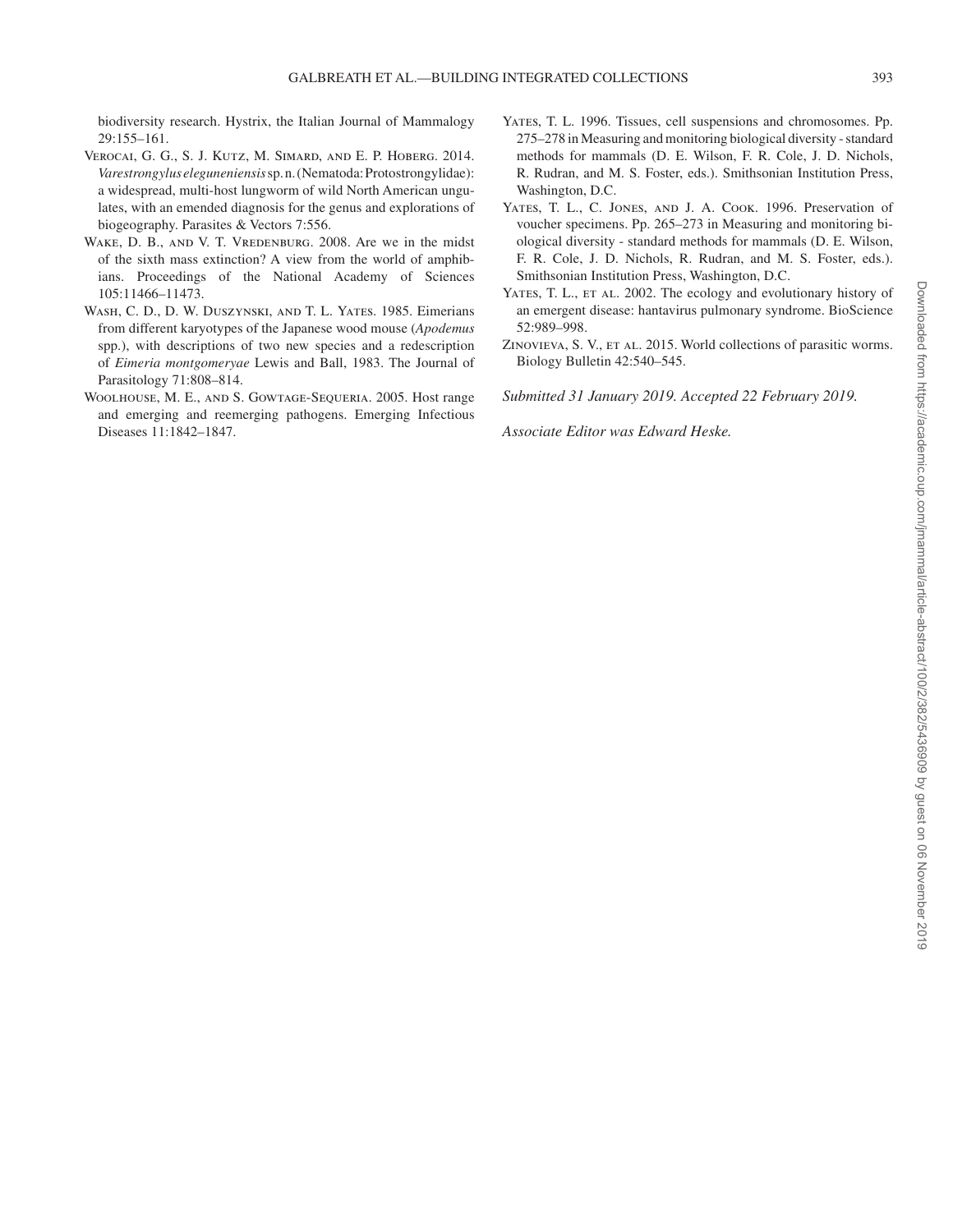biodiversity research. Hystrix, the Italian Journal of Mammalogy 29:155–161.

Verocai, G. G., S. J. Kutz, M. Simard, and E. P. Hoberg. 2014. *Varestrongylus eleguneniensis* sp. n. (Nematoda: Protostrongylidae): a widespread, multi-host lungworm of wild North American ungulates, with an emended diagnosis for the genus and explorations of biogeography. Parasites & Vectors 7:556.

Wake, D. B., and V. T. Vredenburg. 2008. Are we in the midst of the sixth mass extinction? A view from the world of amphibians. Proceedings of the National Academy of Sciences 105:11466–11473.

Wash, C. D., D. W. Duszynski, and T. L. Yates. 1985. Eimerians from different karyotypes of the Japanese wood mouse (*Apodemus* spp.), with descriptions of two new species and a redescription of *Eimeria montgomeryae* Lewis and Ball, 1983. The Journal of Parasitology 71:808–814.

Woolhouse, M. E., and S. Gowtage-Sequeria. 2005. Host range and emerging and reemerging pathogens. Emerging Infectious Diseases 11:1842–1847.

Yates, T. L. 1996. Tissues, cell suspensions and chromosomes. Pp. 275–278 in Measuring and monitoring biological diversity - standard methods for mammals (D. E. Wilson, F. R. Cole, J. D. Nichols, R. Rudran, and M. S. Foster, eds.). Smithsonian Institution Press, Washington, D.C.

Yates, T. L., C. Jones, and J. A. Cook. 1996. Preservation of voucher specimens. Pp. 265–273 in Measuring and monitoring biological diversity - standard methods for mammals (D. E. Wilson, F. R. Cole, J. D. Nichols, R. Rudran, and M. S. Foster, eds.). Smithsonian Institution Press, Washington, D.C.

Yates, T. L., et al. 2002. The ecology and evolutionary history of an emergent disease: hantavirus pulmonary syndrome. BioScience 52:989–998.

Zinovieva, S. V., et al. 2015. World collections of parasitic worms. Biology Bulletin 42:540–545.

*Submitted 31 January 2019. Accepted 22 February 2019.*

*Associate Editor was Edward Heske.*